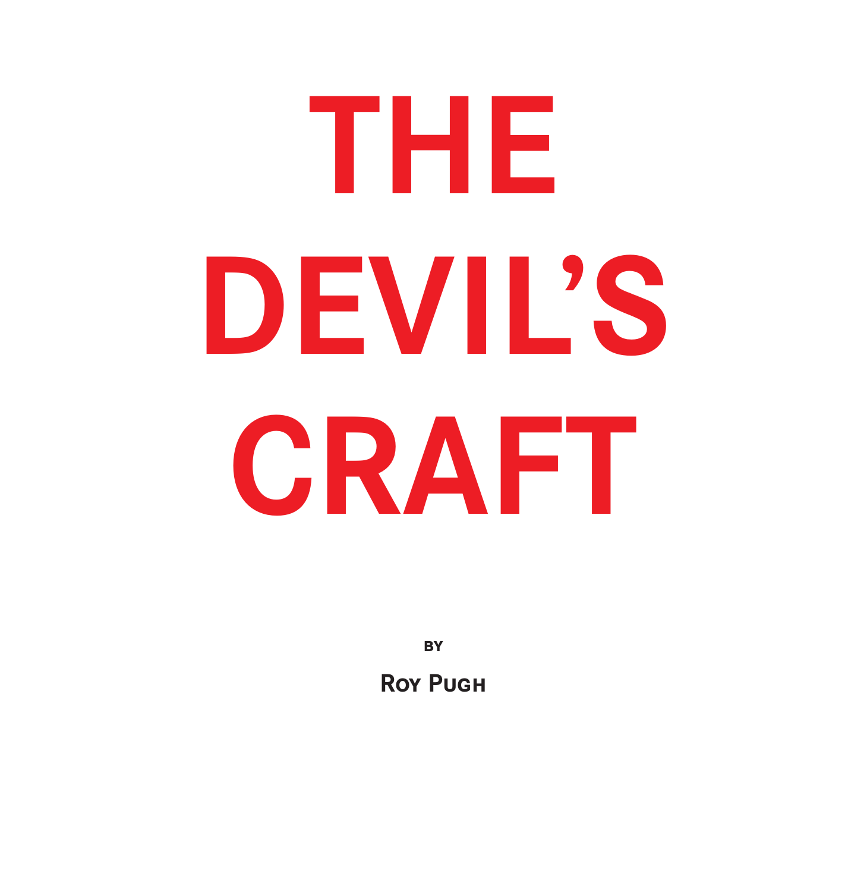# THE DEVIL'S CRAFT

BY

**ROY PUGH**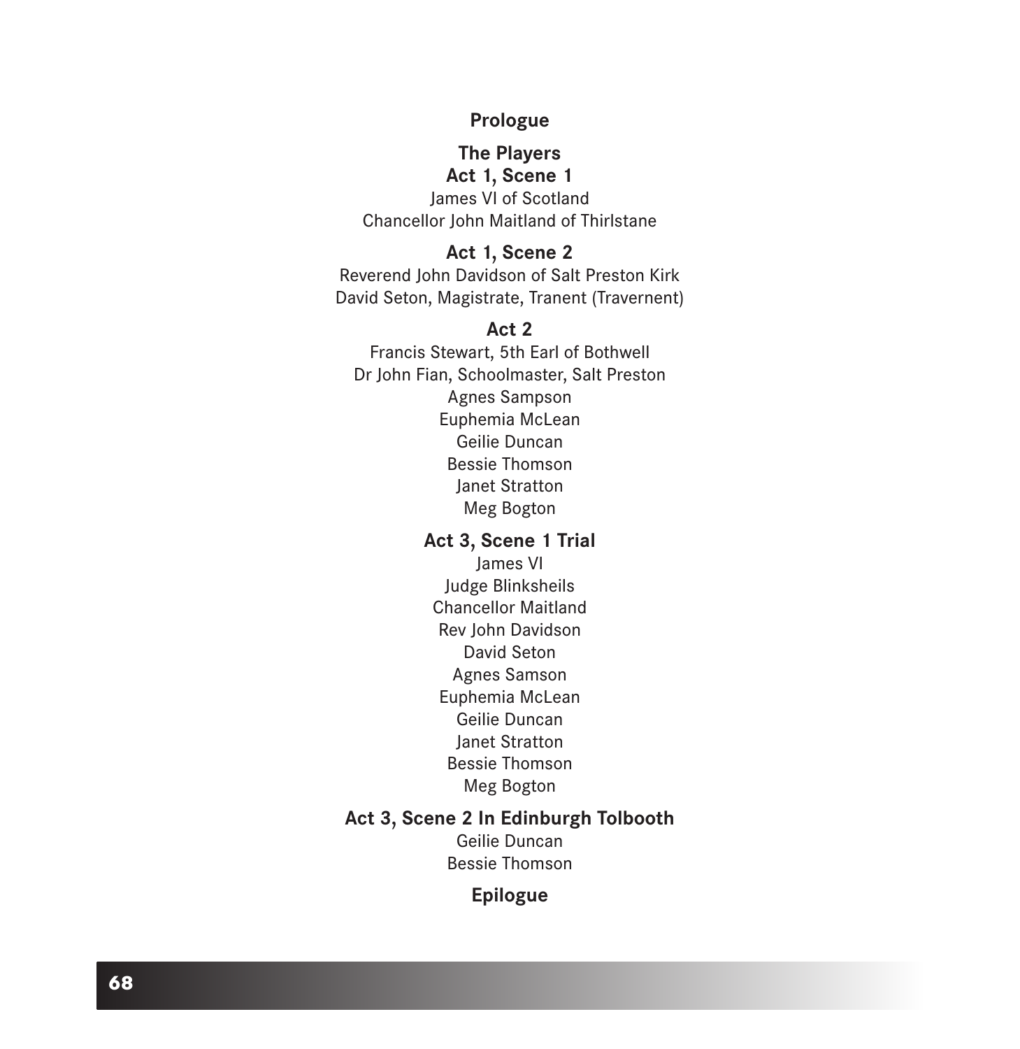**Prologue**

**The Players**

**Act 1, Scene 1**

James VI of Scotland

Chancellor John Maitland of Thirlstane

**Act 1, Scene 2**

Reverend John Davidson of Salt Preston Kirk

David Seton, Magistrate, Tranent (Travernent)

**Act 2**

Francis Stewart, 5th Earl of Bothwell

Dr John Fian, Schoolmaster, Salt Preston

Agnes Sampson

Euphemia McLean

Geilie Duncan

Bessie Thomson

Janet Stratton

Meg Bogton

**Act 3, Scene 1 Trial**

James VI

Judge Blinksheils

Chancellor Maitland

Rev John Davidson

David Seton

Agnes Samson

Euphemia McLean

Geilie Duncan

Janet Stratton

Bessie Thomson

Meg Bogton

**Act 3, Scene 2 In Edinburgh Tolbooth**

Geilie Duncan

Bessie Thomson

**Epilogue**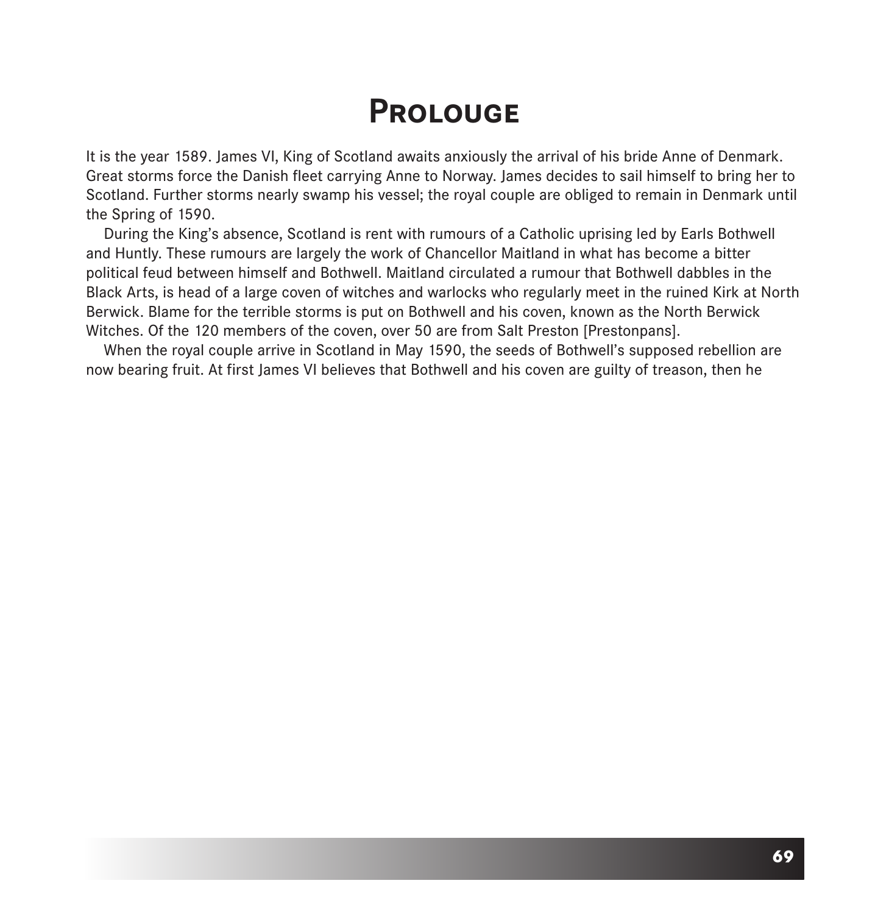# Prolouge

It is the year 1589. James VI, King of Scotland awaits anxiously the arrival of his bride Anne of Denmark. Great storms force the Danish fleet carrying Anne to Norway. James decides to sail himself to bring her to Scotland. Further storms nearly swamp his vessel; the royal couple are obliged to remain in Denmark until the Spring of 1590.

During the King's absence, Scotland is rent with rumours of a Catholic uprising led by Earls Bothwell and Huntly. These rumours are largely the work of Chancellor Maitland in what has become a bitter political feud between himself and Bothwell. Maitland circulated a rumour that Bothwell dabbles in the Black Arts, is head of a large coven of witches and warlocks who regularly meet in the ruined Kirk at North Berwick. Blame for the terrible storms is put on Bothwell and his coven, known as the North Berwick Witches. Of the 120 members of the coven, over 50 are from Salt Preston [Prestonpans].

When the royal couple arrive in Scotland in May 1590, the seeds of Bothwell's supposed rebellion are now bearing fruit. At first James VI believes that Bothwell and his coven are guilty of treason, then he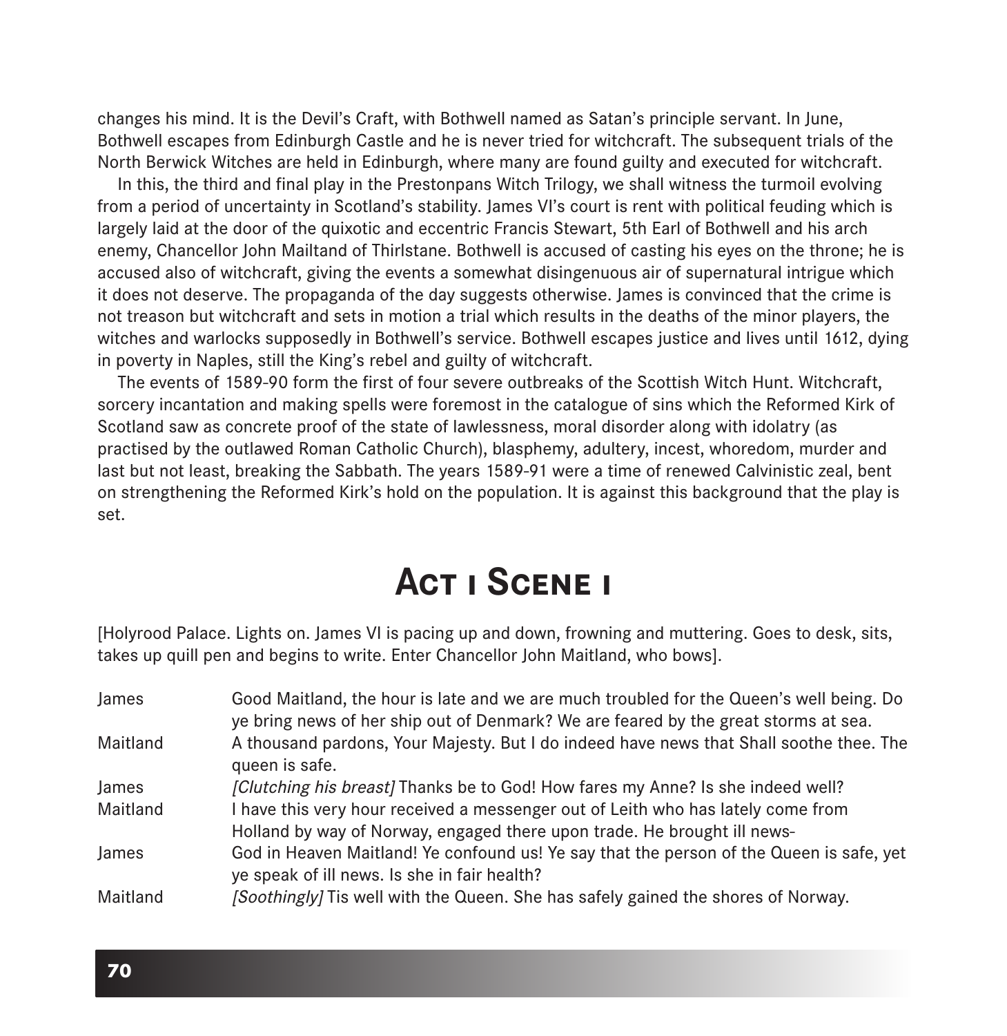changes his mind. It is the Devil's Craft, with Bothwell named as Satan's principle servant. In June, Bothwell escapes from Edinburgh Castle and he is never tried for witchcraft. The subsequent trials of the North Berwick Witches are held in Edinburgh, where many are found guilty and executed for witchcraft.

In this, the third and final play in the Prestonpans Witch Trilogy, we shall witness the turmoil evolving from a period of uncertainty in Scotland's stability. James VI's court is rent with political feuding which is largely laid at the door of the quixotic and eccentric Francis Stewart, 5th Earl of Bothwell and his arch enemy, Chancellor John Mailtand of Thirlstane. Bothwell is accused of casting his eyes on the throne; he is accused also of witchcraft, giving the events a somewhat disingenuous air of supernatural intrigue which it does not deserve. The propaganda of the day suggests otherwise. James is convinced that the crime is not treason but witchcraft and sets in motion a trial which results in the deaths of the minor players, the witches and warlocks supposedly in Bothwell's service. Bothwell escapes justice and lives until 1612, dying in poverty in Naples, still the King's rebel and guilty of witchcraft.

The events of 1589-90 form the first of four severe outbreaks of the Scottish Witch Hunt. Witchcraft, sorcery incantation and making spells were foremost in the catalogue of sins which the Reformed Kirk of Scotland saw as concrete proof of the state of lawlessness, moral disorder along with idolatry (as practised by the outlawed Roman Catholic Church), blasphemy, adultery, incest, whoredom, murder and last but not least, breaking the Sabbath. The years 1589-91 were a time of renewed Calvinistic zeal, bent on strengthening the Reformed Kirk's hold on the population. It is against this background that the play is set.

# Act 1 Scene 1

[Holyrood Palace. Lights on. James VI is pacing up and down, frowning and muttering. Goes to desk, sits, takes up quill pen and begins to write. Enter Chancellor John Maitland, who bows].

| | |
|---|---|
| James | Good Maitland, the hour is late and we are much troubled for the Queen's well being. Do ye bring news of her ship out of Denmark? We are feared by the great storms at sea. |
| Maitland | A thousand pardons, Your Majesty. But I do indeed have news that Shall soothe thee. The queen is safe. |
| James | *[Clutching his breast]* Thanks be to God! How fares my Anne? Is she indeed well? |
| Maitland | I have this very hour received a messenger out of Leith who has lately come from Holland by way of Norway, engaged there upon trade. He brought ill news- |
| James | God in Heaven Maitland! Ye confound us! Ye say that the person of the Queen is safe, yet ye speak of ill news. Is she in fair health? |
| Maitland | *[Soothingly]* Tis well with the Queen. She has safely gained the shores of Norway. |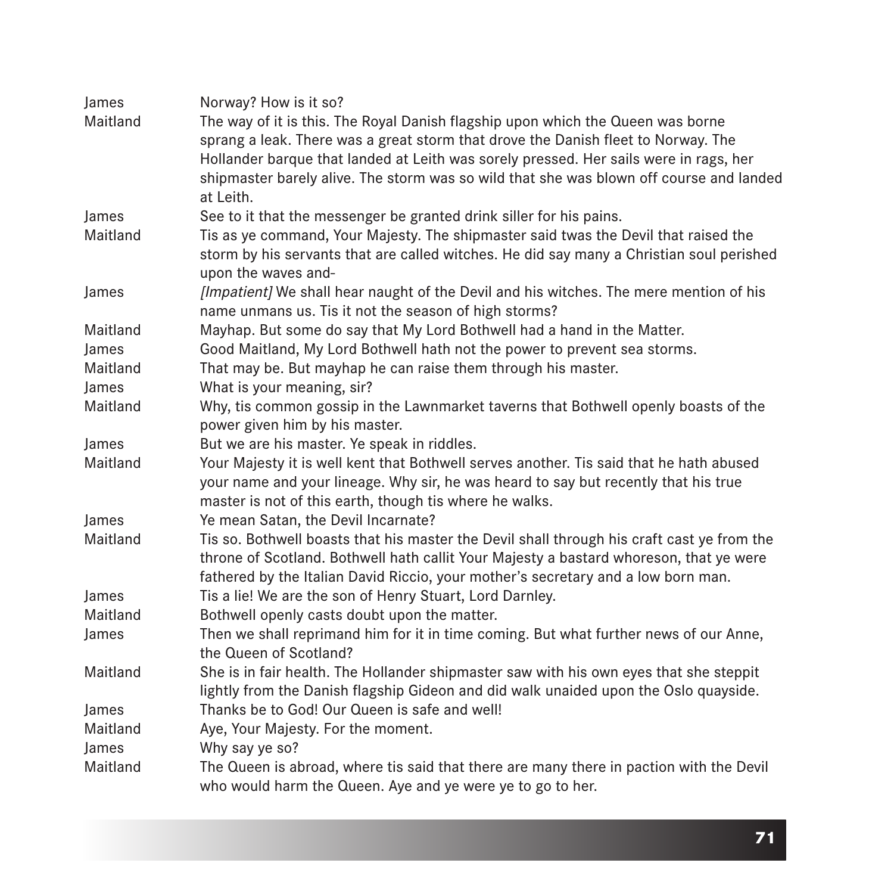| | |
|---|---|
| James | Norway? How is it so? |
| Maitland | The way of it is this. The Royal Danish flagship upon which the Queen was borne sprang a leak. There was a great storm that drove the Danish fleet to Norway. The Hollander barque that landed at Leith was sorely pressed. Her sails were in rags, her shipmaster barely alive. The storm was so wild that she was blown off course and landed at Leith. |
| James | See to it that the messenger be granted drink siller for his pains. |
| Maitland | Tis as ye command, Your Majesty. The shipmaster said twas the Devil that raised the storm by his servants that are called witches. He did say many a Christian soul perished upon the waves and- |
| James | *[Impatient]* We shall hear naught of the Devil and his witches. The mere mention of his name unmans us. Tis it not the season of high storms? |
| Maitland | Mayhap. But some do say that My Lord Bothwell had a hand in the Matter. |
| James | Good Maitland, My Lord Bothwell hath not the power to prevent sea storms. |
| Maitland | That may be. But mayhap he can raise them through his master. |
| James | What is your meaning, sir? |
| Maitland | Why, tis common gossip in the Lawnmarket taverns that Bothwell openly boasts of the power given him by his master. |
| James | But we are his master. Ye speak in riddles. |
| Maitland | Your Majesty it is well kent that Bothwell serves another. Tis said that he hath abused your name and your lineage. Why sir, he was heard to say but recently that his true master is not of this earth, though tis where he walks. |
| James | Ye mean Satan, the Devil Incarnate? |
| Maitland | Tis so. Bothwell boasts that his master the Devil shall through his craft cast ye from the throne of Scotland. Bothwell hath callit Your Majesty a bastard whoreson, that ye were fathered by the Italian David Riccio, your mother's secretary and a low born man. |
| James | Tis a lie! We are the son of Henry Stuart, Lord Darnley. |
| Maitland | Bothwell openly casts doubt upon the matter. |
| James | Then we shall reprimand him for it in time coming. But what further news of our Anne, the Queen of Scotland? |
| Maitland | She is in fair health. The Hollander shipmaster saw with his own eyes that she steppit lightly from the Danish flagship Gideon and did walk unaided upon the Oslo quayside. |
| James | Thanks be to God! Our Queen is safe and well! |
| Maitland | Aye, Your Majesty. For the moment. |
| James | Why say ye so? |
| Maitland | The Queen is abroad, where tis said that there are many there in paction with the Devil who would harm the Queen. Aye and ye were ye to go to her. |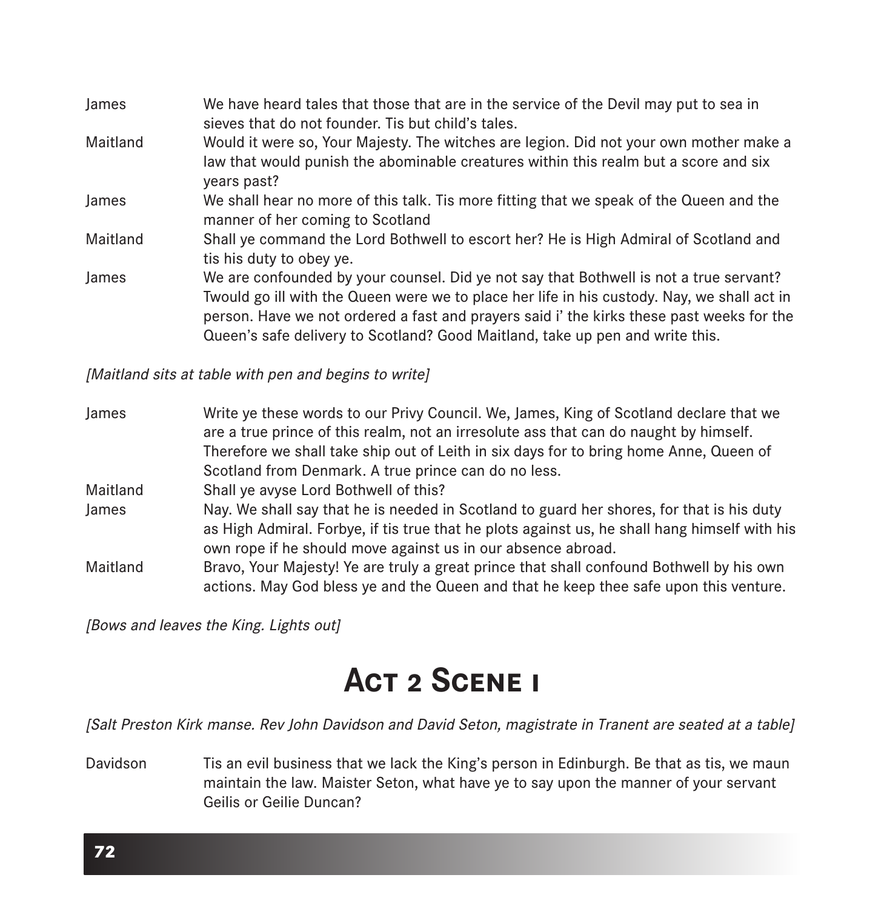| | |
|---|---|
| James | We have heard tales that those that are in the service of the Devil may put to sea in sieves that do not founder. Tis but child's tales. |
| Maitland | Would it were so, Your Majesty. The witches are legion. Did not your own mother make a law that would punish the abominable creatures within this realm but a score and six years past? |
| James | We shall hear no more of this talk. Tis more fitting that we speak of the Queen and the manner of her coming to Scotland |
| Maitland | Shall ye command the Lord Bothwell to escort her? He is High Admiral of Scotland and tis his duty to obey ye. |
| James | We are confounded by your counsel. Did ye not say that Bothwell is not a true servant? Twould go ill with the Queen were we to place her life in his custody. Nay, we shall act in person. Have we not ordered a fast and prayers said i' the kirks these past weeks for the Queen's safe delivery to Scotland? Good Maitland, take up pen and write this. |

*[Maitland sits at table with pen and begins to write]*

| | |
|---|---|
| James | Write ye these words to our Privy Council. We, James, King of Scotland declare that we are a true prince of this realm, not an irresolute ass that can do naught by himself. Therefore we shall take ship out of Leith in six days for to bring home Anne, Queen of Scotland from Denmark. A true prince can do no less. |
| Maitland | Shall ye avyse Lord Bothwell of this? |
| James | Nay. We shall say that he is needed in Scotland to guard her shores, for that is his duty as High Admiral. Forbye, if tis true that he plots against us, he shall hang himself with his own rope if he should move against us in our absence abroad. |
| Maitland | Bravo, Your Majesty! Ye are truly a great prince that shall confound Bothwell by his own actions. May God bless ye and the Queen and that he keep thee safe upon this venture. |

*[Bows and leaves the King. Lights out]*

## Act 2 Scene 1

*[Salt Preston Kirk manse. Rev John Davidson and David Seton, magistrate in Tranent are seated at a table]*

| | |
|---|---|
| Davidson | Tis an evil business that we lack the King's person in Edinburgh. Be that as tis, we maun maintain the law. Maister Seton, what have ye to say upon the manner of your servant Geilis or Geilie Duncan? |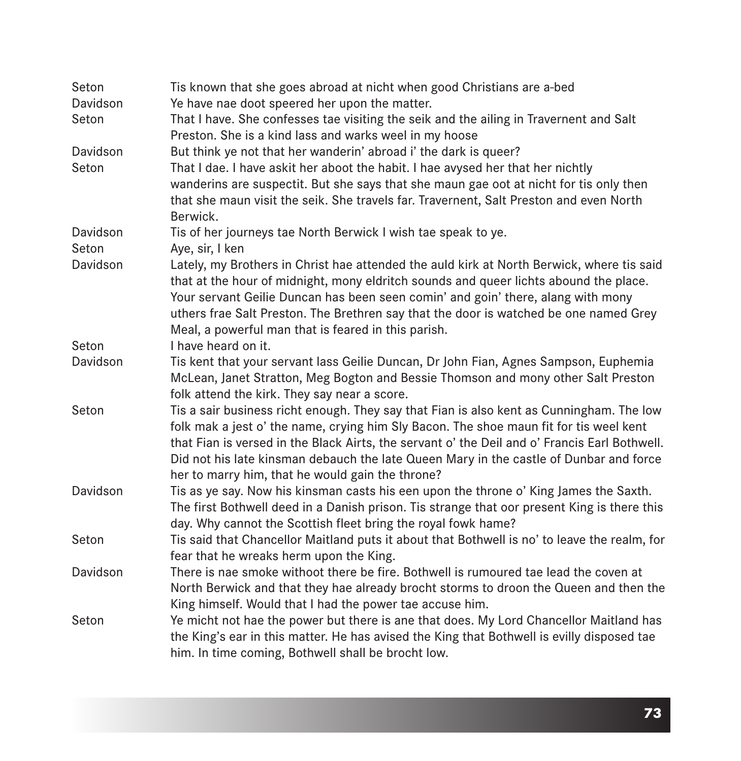| | |
|---|---|
| Seton | Tis known that she goes abroad at nicht when good Christians are a-bed |
| Davidson | Ye have nae doot speered her upon the matter. |
| Seton | That I have. She confesses tae visiting the seik and the ailing in Travernent and Salt Preston. She is a kind lass and warks weel in my hoose |
| Davidson | But think ye not that her wanderin' abroad i' the dark is queer? |
| Seton | That I dae. I have askit her aboot the habit. I hae avysed her that her nichtly wanderins are suspectit. But she says that she maun gae oot at nicht for tis only then that she maun visit the seik. She travels far. Travernent, Salt Preston and even North Berwick. |
| Davidson | Tis of her journeys tae North Berwick I wish tae speak to ye. |
| Seton | Aye, sir, I ken |
| Davidson | Lately, my Brothers in Christ hae attended the auld kirk at North Berwick, where tis said that at the hour of midnight, mony eldritch sounds and queer lichts abound the place. Your servant Geilie Duncan has been seen comin' and goin' there, alang with mony uthers frae Salt Preston. The Brethren say that the door is watched be one named Grey Meal, a powerful man that is feared in this parish. |
| Seton | I have heard on it. |
| Davidson | Tis kent that your servant lass Geilie Duncan, Dr John Fian, Agnes Sampson, Euphemia McLean, Janet Stratton, Meg Bogton and Bessie Thomson and mony other Salt Preston folk attend the kirk. They say near a score. |
| Seton | Tis a sair business richt enough. They say that Fian is also kent as Cunningham. The low folk mak a jest o' the name, crying him Sly Bacon. The shoe maun fit for tis weel kent that Fian is versed in the Black Airts, the servant o' the Deil and o' Francis Earl Bothwell. Did not his late kinsman debauch the late Queen Mary in the castle of Dunbar and force her to marry him, that he would gain the throne? |
| Davidson | Tis as ye say. Now his kinsman casts his een upon the throne o' King James the Saxth. The first Bothwell deed in a Danish prison. Tis strange that oor present King is there this day. Why cannot the Scottish fleet bring the royal fowk hame? |
| Seton | Tis said that Chancellor Maitland puts it about that Bothwell is no' to leave the realm, for fear that he wreaks herm upon the King. |
| Davidson | There is nae smoke withoot there be fire. Bothwell is rumoured tae lead the coven at North Berwick and that they hae already brocht storms to droon the Queen and then the King himself. Would that I had the power tae accuse him. |
| Seton | Ye micht not hae the power but there is ane that does. My Lord Chancellor Maitland has the King's ear in this matter. He has avised the King that Bothwell is evilly disposed tae him. In time coming, Bothwell shall be brocht low. |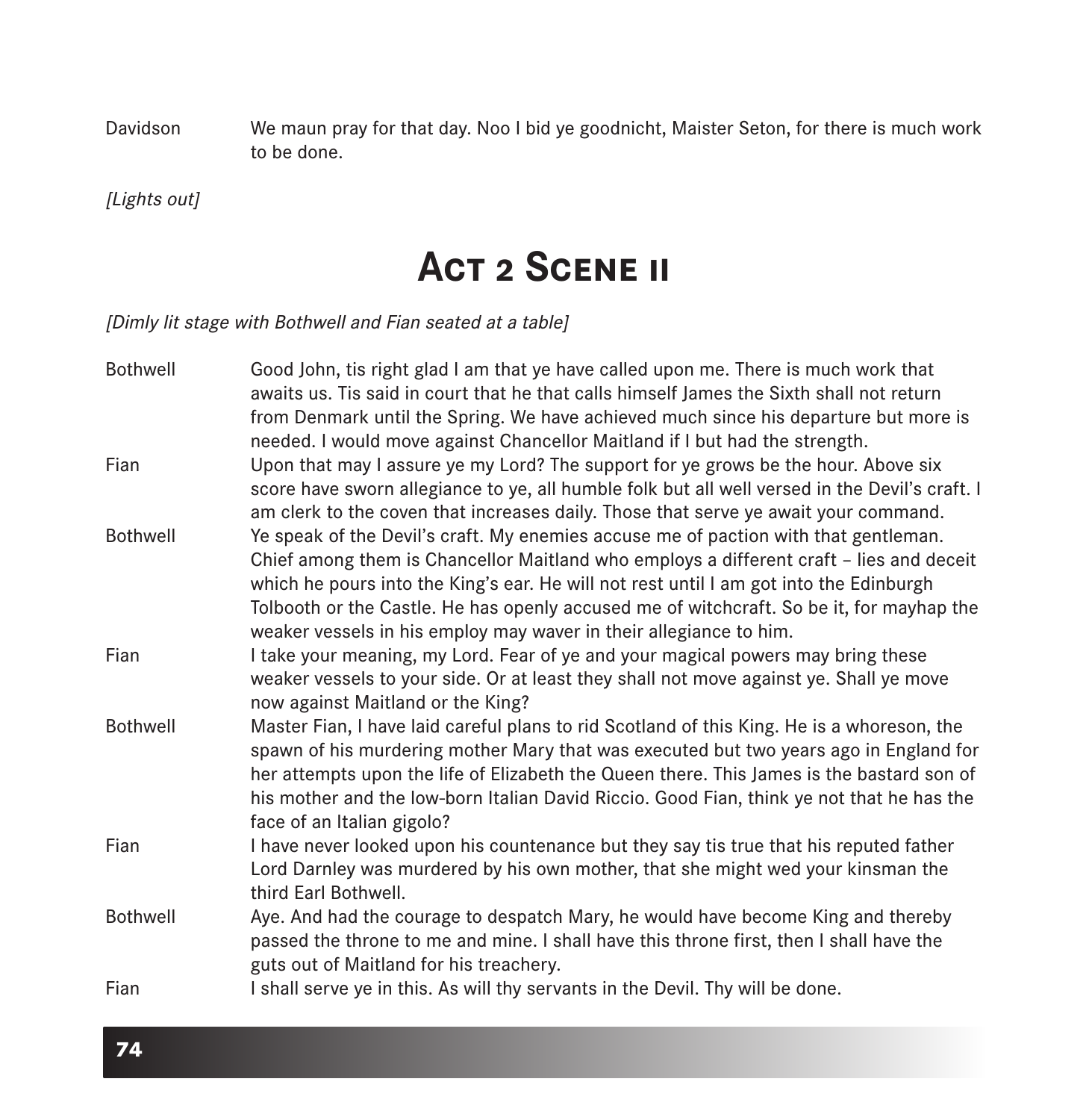Davidson — We maun pray for that day. Noo I bid ye goodnicht, Maister Seton, for there is much work to be done.

*[Lights out]*

# Act 2 Scene ii

*[Dimly lit stage with Bothwell and Fian seated at a table]*

Bothwell — Good John, tis right glad I am that ye have called upon me. There is much work that awaits us. Tis said in court that he that calls himself James the Sixth shall not return from Denmark until the Spring. We have achieved much since his departure but more is needed. I would move against Chancellor Maitland if I but had the strength.

Fian — Upon that may I assure ye my Lord? The support for ye grows be the hour. Above six score have sworn allegiance to ye, all humble folk but all well versed in the Devil's craft. I am clerk to the coven that increases daily. Those that serve ye await your command.

Bothwell — Ye speak of the Devil's craft. My enemies accuse me of paction with that gentleman. Chief among them is Chancellor Maitland who employs a different craft – lies and deceit which he pours into the King's ear. He will not rest until I am got into the Edinburgh Tolbooth or the Castle. He has openly accused me of witchcraft. So be it, for mayhap the weaker vessels in his employ may waver in their allegiance to him.

Fian — I take your meaning, my Lord. Fear of ye and your magical powers may bring these weaker vessels to your side. Or at least they shall not move against ye. Shall ye move now against Maitland or the King?

Bothwell — Master Fian, I have laid careful plans to rid Scotland of this King. He is a whoreson, the spawn of his murdering mother Mary that was executed but two years ago in England for her attempts upon the life of Elizabeth the Queen there. This James is the bastard son of his mother and the low-born Italian David Riccio. Good Fian, think ye not that he has the face of an Italian gigolo?

Fian — I have never looked upon his countenance but they say tis true that his reputed father Lord Darnley was murdered by his own mother, that she might wed your kinsman the third Earl Bothwell.

Bothwell — Aye. And had the courage to despatch Mary, he would have become King and thereby passed the throne to me and mine. I shall have this throne first, then I shall have the guts out of Maitland for his treachery.

Fian — I shall serve ye in this. As will thy servants in the Devil. Thy will be done.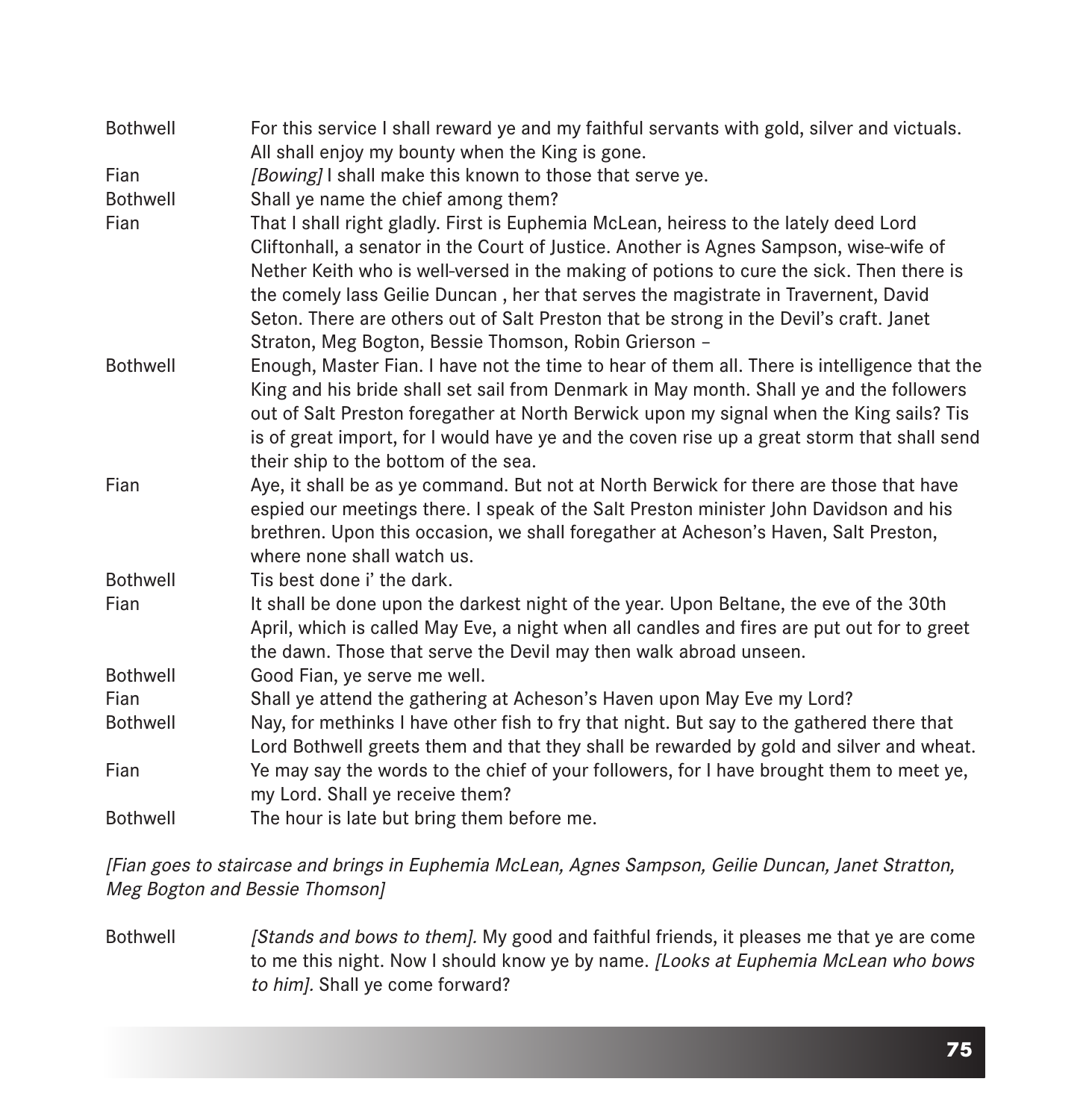Bothwell — For this service I shall reward ye and my faithful servants with gold, silver and victuals. All shall enjoy my bounty when the King is gone.

Fian — *[Bowing]* I shall make this known to those that serve ye.

Bothwell — Shall ye name the chief among them?

Fian — That I shall right gladly. First is Euphemia McLean, heiress to the lately deed Lord Cliftonhall, a senator in the Court of Justice. Another is Agnes Sampson, wise-wife of Nether Keith who is well-versed in the making of potions to cure the sick. Then there is the comely lass Geilie Duncan , her that serves the magistrate in Travernent, David Seton. There are others out of Salt Preston that be strong in the Devil's craft. Janet Straton, Meg Bogton, Bessie Thomson, Robin Grierson –

Bothwell — Enough, Master Fian. I have not the time to hear of them all. There is intelligence that the King and his bride shall set sail from Denmark in May month. Shall ye and the followers out of Salt Preston foregather at North Berwick upon my signal when the King sails? Tis is of great import, for I would have ye and the coven rise up a great storm that shall send their ship to the bottom of the sea.

Fian — Aye, it shall be as ye command. But not at North Berwick for there are those that have espied our meetings there. I speak of the Salt Preston minister John Davidson and his brethren. Upon this occasion, we shall foregather at Acheson's Haven, Salt Preston, where none shall watch us.

Bothwell — Tis best done i' the dark.

Fian — It shall be done upon the darkest night of the year. Upon Beltane, the eve of the 30th April, which is called May Eve, a night when all candles and fires are put out for to greet the dawn. Those that serve the Devil may then walk abroad unseen.

Bothwell — Good Fian, ye serve me well.

Fian — Shall ye attend the gathering at Acheson's Haven upon May Eve my Lord?

Bothwell — Nay, for methinks I have other fish to fry that night. But say to the gathered there that Lord Bothwell greets them and that they shall be rewarded by gold and silver and wheat.

Fian — Ye may say the words to the chief of your followers, for I have brought them to meet ye, my Lord. Shall ye receive them?

Bothwell — The hour is late but bring them before me.

*[Fian goes to staircase and brings in Euphemia McLean, Agnes Sampson, Geilie Duncan, Janet Stratton, Meg Bogton and Bessie Thomson]*

Bothwell — *[Stands and bows to them].* My good and faithful friends, it pleases me that ye are come to me this night. Now I should know ye by name. *[Looks at Euphemia McLean who bows to him].* Shall ye come forward?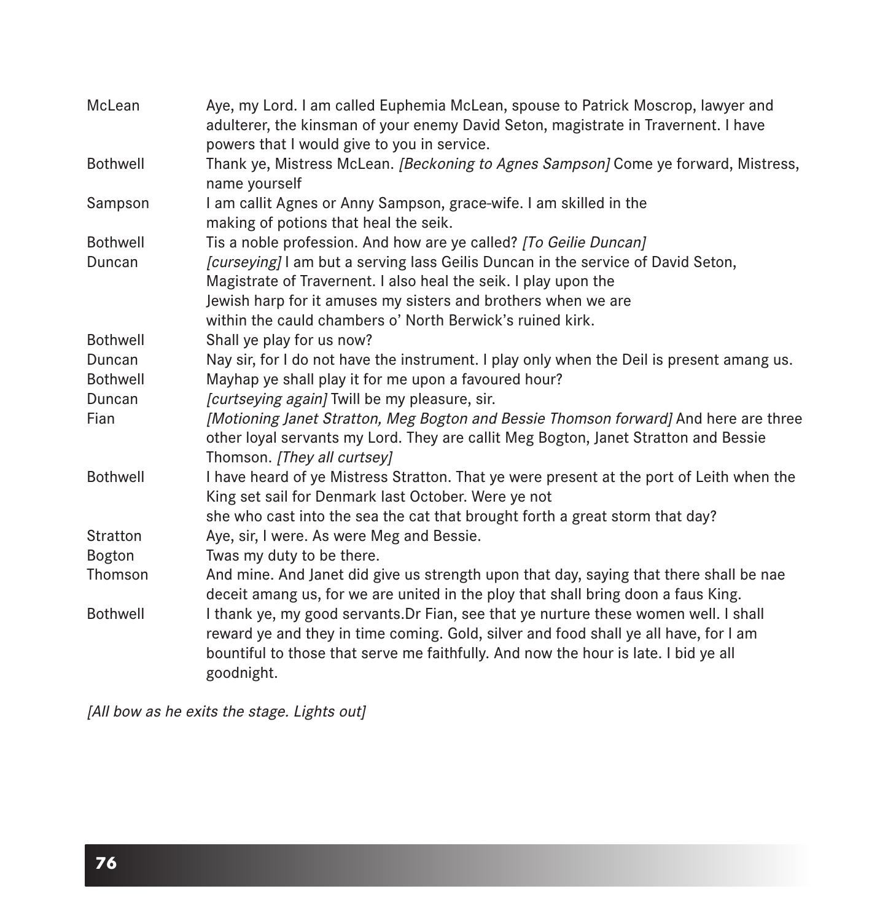**McLean** Aye, my Lord. I am called Euphemia McLean, spouse to Patrick Moscrop, lawyer and adulterer, the kinsman of your enemy David Seton, magistrate in Travernent. I have powers that I would give to you in service.

**Bothwell** Thank ye, Mistress McLean. *[Beckoning to Agnes Sampson]* Come ye forward, Mistress, name yourself

**Sampson** I am callit Agnes or Anny Sampson, grace-wife. I am skilled in the making of potions that heal the seik.

**Bothwell** Tis a noble profession. And how are ye called? *[To Geilie Duncan]*

**Duncan** *[curseying]* I am but a serving lass Geilis Duncan in the service of David Seton, Magistrate of Travernent. I also heal the seik. I play upon the Jewish harp for it amuses my sisters and brothers when we are within the cauld chambers o' North Berwick's ruined kirk.

**Bothwell** Shall ye play for us now?

**Duncan** Nay sir, for I do not have the instrument. I play only when the Deil is present amang us.

**Bothwell** Mayhap ye shall play it for me upon a favoured hour?

**Duncan** *[curtseying again]* Twill be my pleasure, sir.

**Fian** *[Motioning Janet Stratton, Meg Bogton and Bessie Thomson forward]* And here are three other loyal servants my Lord. They are callit Meg Bogton, Janet Stratton and Bessie Thomson. *[They all curtsey]*

**Bothwell** I have heard of ye Mistress Stratton. That ye were present at the port of Leith when the King set sail for Denmark last October. Were ye not she who cast into the sea the cat that brought forth a great storm that day?

**Stratton** Aye, sir, I were. As were Meg and Bessie.

**Bogton** Twas my duty to be there.

**Thomson** And mine. And Janet did give us strength upon that day, saying that there shall be nae deceit amang us, for we are united in the ploy that shall bring doon a faus King.

**Bothwell** I thank ye, my good servants.Dr Fian, see that ye nurture these women well. I shall reward ye and they in time coming. Gold, silver and food shall ye all have, for I am bountiful to those that serve me faithfully. And now the hour is late. I bid ye all goodnight.

*[All bow as he exits the stage. Lights out]*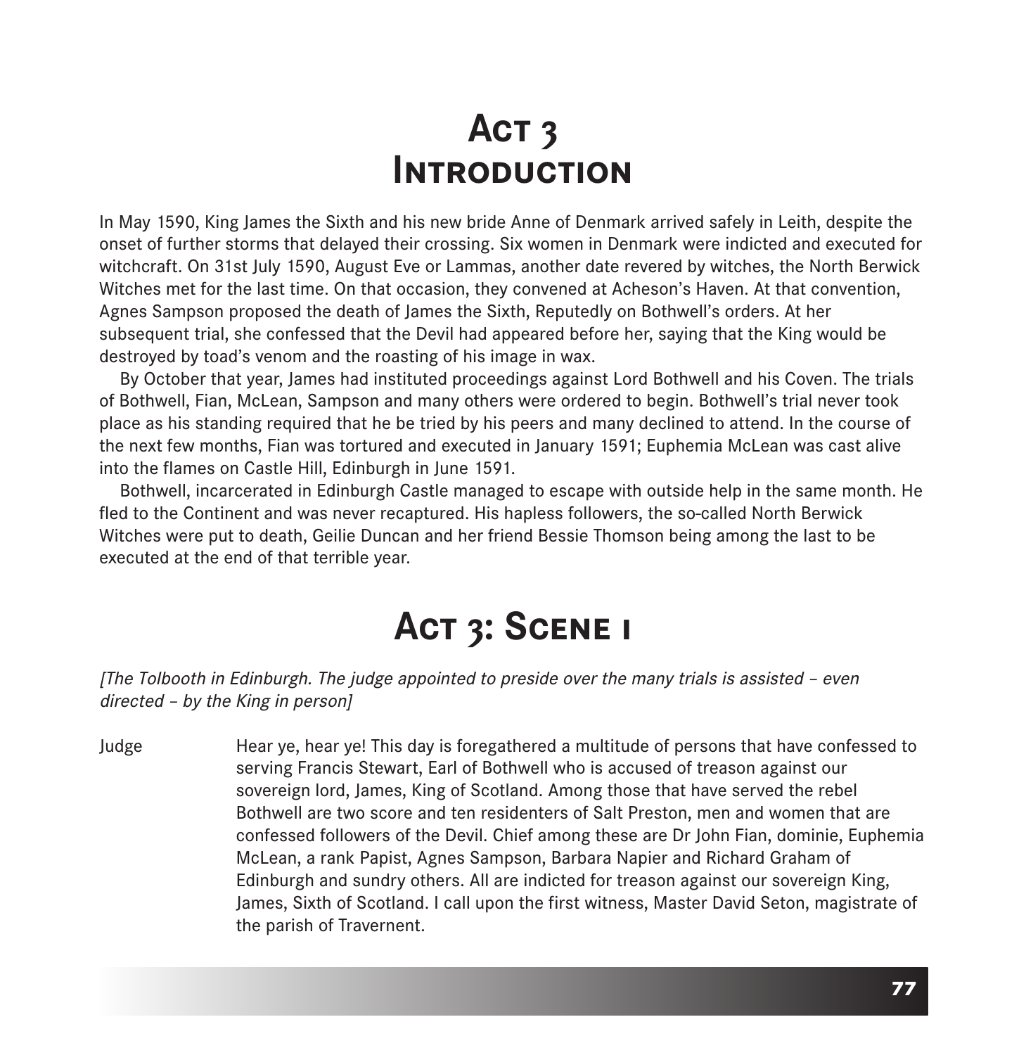# Act 3 Introduction

In May 1590, King James the Sixth and his new bride Anne of Denmark arrived safely in Leith, despite the onset of further storms that delayed their crossing. Six women in Denmark were indicted and executed for witchcraft. On 31st July 1590, August Eve or Lammas, another date revered by witches, the North Berwick Witches met for the last time. On that occasion, they convened at Acheson's Haven. At that convention, Agnes Sampson proposed the death of James the Sixth, Reputedly on Bothwell's orders. At her subsequent trial, she confessed that the Devil had appeared before her, saying that the King would be destroyed by toad's venom and the roasting of his image in wax.

By October that year, James had instituted proceedings against Lord Bothwell and his Coven. The trials of Bothwell, Fian, McLean, Sampson and many others were ordered to begin. Bothwell's trial never took place as his standing required that he be tried by his peers and many declined to attend. In the course of the next few months, Fian was tortured and executed in January 1591; Euphemia McLean was cast alive into the flames on Castle Hill, Edinburgh in June 1591.

Bothwell, incarcerated in Edinburgh Castle managed to escape with outside help in the same month. He fled to the Continent and was never recaptured. His hapless followers, the so-called North Berwick Witches were put to death, Geilie Duncan and her friend Bessie Thomson being among the last to be executed at the end of that terrible year.

# Act 3: Scene 1

*[The Tolbooth in Edinburgh. The judge appointed to preside over the many trials is assisted – even directed – by the King in person]*

Judge — Hear ye, hear ye! This day is foregathered a multitude of persons that have confessed to serving Francis Stewart, Earl of Bothwell who is accused of treason against our sovereign lord, James, King of Scotland. Among those that have served the rebel Bothwell are two score and ten residenters of Salt Preston, men and women that are confessed followers of the Devil. Chief among these are Dr John Fian, dominie, Euphemia McLean, a rank Papist, Agnes Sampson, Barbara Napier and Richard Graham of Edinburgh and sundry others. All are indicted for treason against our sovereign King, James, Sixth of Scotland. I call upon the first witness, Master David Seton, magistrate of the parish of Travernent.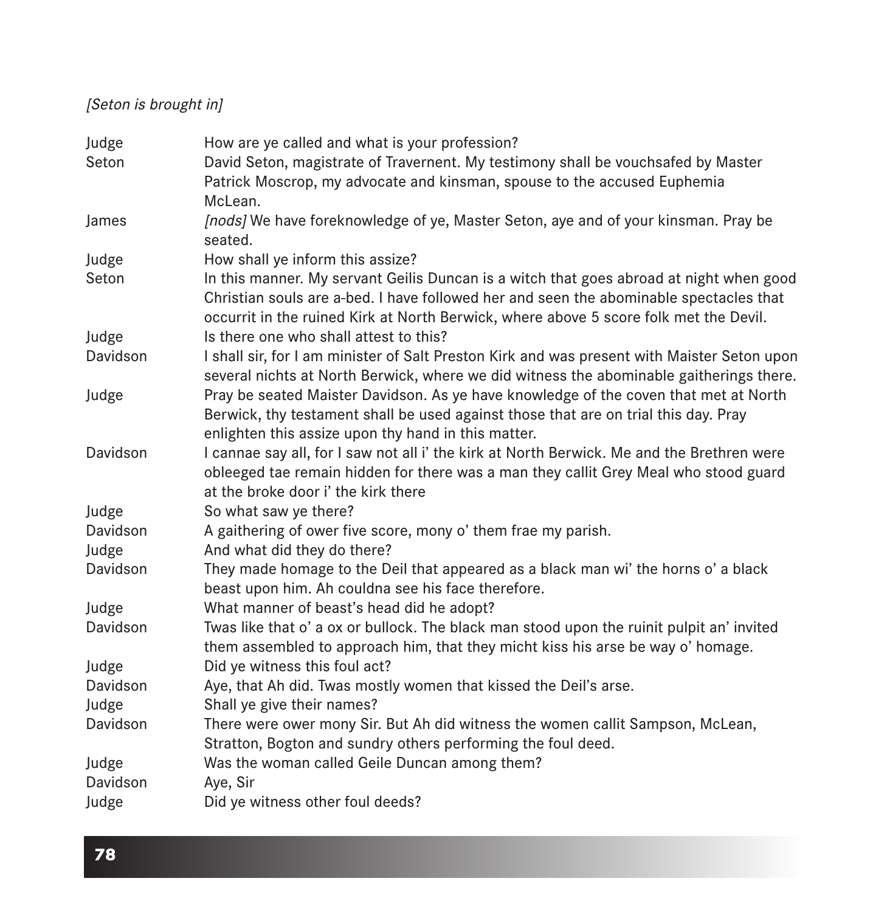*[Seton is brought in]*

**Judge** How are ye called and what is your profession?

**Seton** David Seton, magistrate of Travernent. My testimony shall be vouchsafed by Master Patrick Moscrop, my advocate and kinsman, spouse to the accused Euphemia McLean.

**James** *[nods]* We have foreknowledge of ye, Master Seton, aye and of your kinsman. Pray be seated.

**Judge** How shall ye inform this assize?

**Seton** In this manner. My servant Geilis Duncan is a witch that goes abroad at night when good Christian souls are a-bed. I have followed her and seen the abominable spectacles that occurrit in the ruined Kirk at North Berwick, where above 5 score folk met the Devil.

**Judge** Is there one who shall attest to this?

**Davidson** I shall sir, for I am minister of Salt Preston Kirk and was present with Maister Seton upon several nichts at North Berwick, where we did witness the abominable gaitherings there.

**Judge** Pray be seated Maister Davidson. As ye have knowledge of the coven that met at North Berwick, thy testament shall be used against those that are on trial this day. Pray enlighten this assize upon thy hand in this matter.

**Davidson** I cannae say all, for I saw not all i' the kirk at North Berwick. Me and the Brethren were obleeged tae remain hidden for there was a man they callit Grey Meal who stood guard at the broke door i' the kirk there

**Judge** So what saw ye there?

**Davidson** A gaithering of ower five score, mony o' them frae my parish.

**Judge** And what did they do there?

**Davidson** They made homage to the Deil that appeared as a black man wi' the horns o' a black beast upon him. Ah couldna see his face therefore.

**Judge** What manner of beast's head did he adopt?

**Davidson** Twas like that o' a ox or bullock. The black man stood upon the ruinit pulpit an' invited them assembled to approach him, that they micht kiss his arse be way o' homage.

**Judge** Did ye witness this foul act?

**Davidson** Aye, that Ah did. Twas mostly women that kissed the Deil's arse.

**Judge** Shall ye give their names?

**Davidson** There were ower mony Sir. But Ah did witness the women callit Sampson, McLean, Stratton, Bogton and sundry others performing the foul deed.

**Judge** Was the woman called Geile Duncan among them?

**Davidson** Aye, Sir

**Judge** Did ye witness other foul deeds?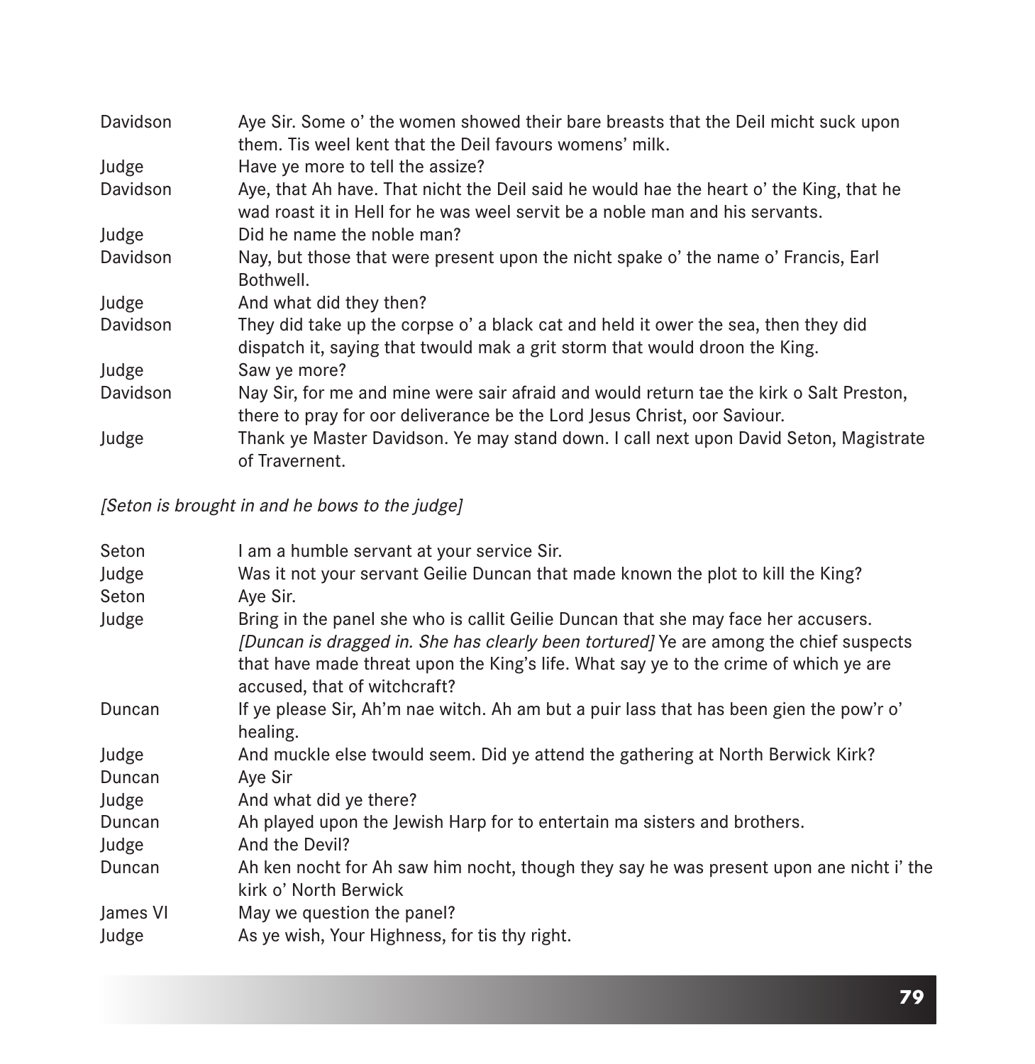**Davidson** Aye Sir. Some o' the women showed their bare breasts that the Deil micht suck upon them. Tis weel kent that the Deil favours womens' milk.

**Judge** Have ye more to tell the assize?

**Davidson** Aye, that Ah have. That nicht the Deil said he would hae the heart o' the King, that he wad roast it in Hell for he was weel servit be a noble man and his servants.

**Judge** Did he name the noble man?

**Davidson** Nay, but those that were present upon the nicht spake o' the name o' Francis, Earl Bothwell.

**Judge** And what did they then?

**Davidson** They did take up the corpse o' a black cat and held it ower the sea, then they did dispatch it, saying that twould mak a grit storm that would droon the King.

**Judge** Saw ye more?

**Davidson** Nay Sir, for me and mine were sair afraid and would return tae the kirk o Salt Preston, there to pray for oor deliverance be the Lord Jesus Christ, oor Saviour.

**Judge** Thank ye Master Davidson. Ye may stand down. I call next upon David Seton, Magistrate of Travernent.

*[Seton is brought in and he bows to the judge]*

**Seton** I am a humble servant at your service Sir.

**Judge** Was it not your servant Geilie Duncan that made known the plot to kill the King?

**Seton** Aye Sir.

**Judge** Bring in the panel she who is callit Geilie Duncan that she may face her accusers. *[Duncan is dragged in. She has clearly been tortured]* Ye are among the chief suspects that have made threat upon the King's life. What say ye to the crime of which ye are accused, that of witchcraft?

**Duncan** If ye please Sir, Ah'm nae witch. Ah am but a puir lass that has been gien the pow'r o' healing.

**Judge** And muckle else twould seem. Did ye attend the gathering at North Berwick Kirk?

**Duncan** Aye Sir

**Judge** And what did ye there?

**Duncan** Ah played upon the Jewish Harp for to entertain ma sisters and brothers.

**Judge** And the Devil?

**Duncan** Ah ken nocht for Ah saw him nocht, though they say he was present upon ane nicht i' the kirk o' North Berwick

**James VI** May we question the panel?

**Judge** As ye wish, Your Highness, for tis thy right.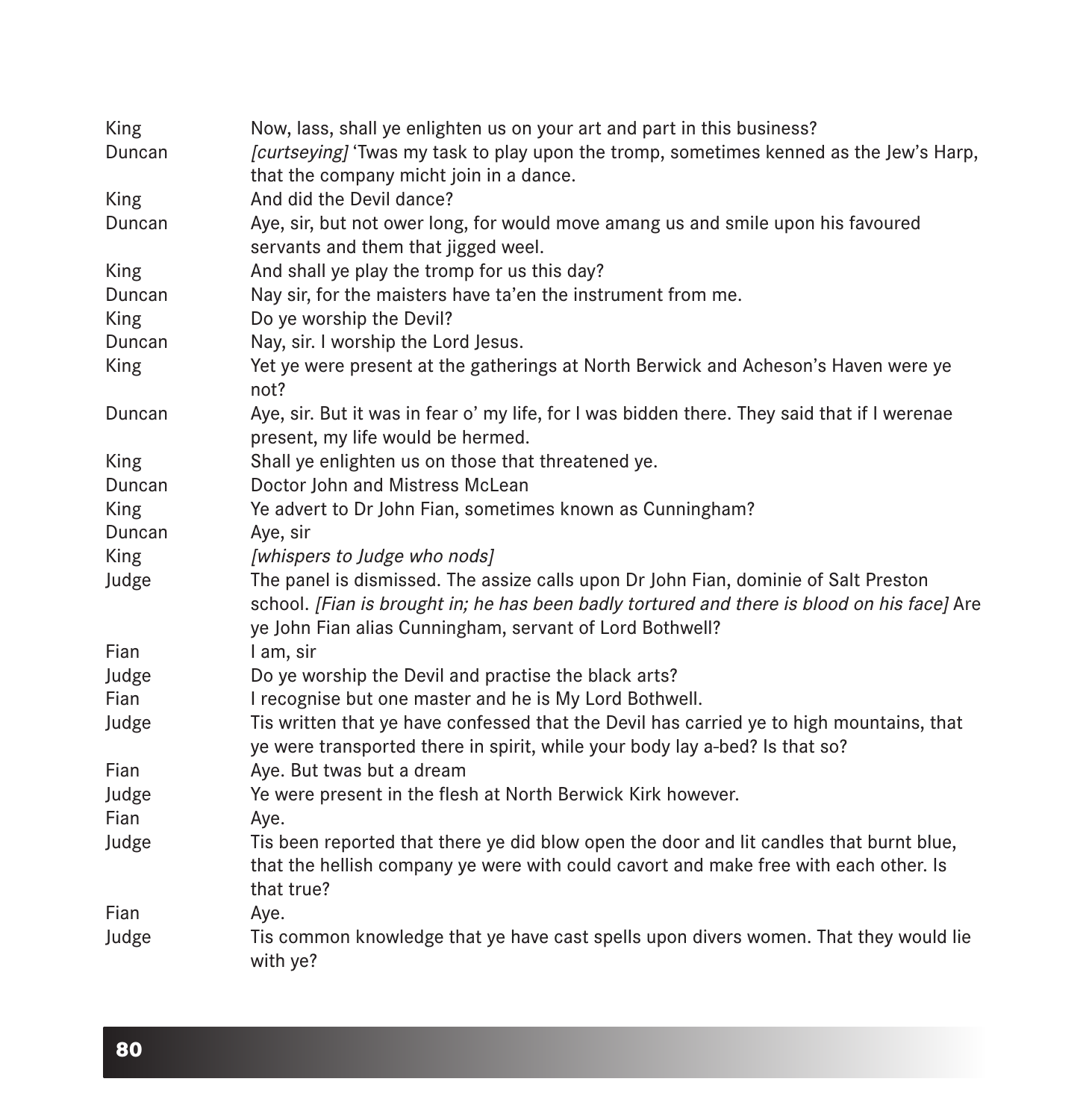| | |
|---|---|
| King | Now, lass, shall ye enlighten us on your art and part in this business? |
| Duncan | *[curtseying]* 'Twas my task to play upon the tromp, sometimes kenned as the Jew's Harp, that the company micht join in a dance. |
| King | And did the Devil dance? |
| Duncan | Aye, sir, but not ower long, for would move amang us and smile upon his favoured servants and them that jigged weel. |
| King | And shall ye play the tromp for us this day? |
| Duncan | Nay sir, for the maisters have ta'en the instrument from me. |
| King | Do ye worship the Devil? |
| Duncan | Nay, sir. I worship the Lord Jesus. |
| King | Yet ye were present at the gatherings at North Berwick and Acheson's Haven were ye not? |
| Duncan | Aye, sir. But it was in fear o' my life, for I was bidden there. They said that if I werenae present, my life would be hermed. |
| King | Shall ye enlighten us on those that threatened ye. |
| Duncan | Doctor John and Mistress McLean |
| King | Ye advert to Dr John Fian, sometimes known as Cunningham? |
| Duncan | Aye, sir |
| King | *[whispers to Judge who nods]* |
| Judge | The panel is dismissed. The assize calls upon Dr John Fian, dominie of Salt Preston school. *[Fian is brought in; he has been badly tortured and there is blood on his face]* Are ye John Fian alias Cunningham, servant of Lord Bothwell? |
| Fian | I am, sir |
| Judge | Do ye worship the Devil and practise the black arts? |
| Fian | I recognise but one master and he is My Lord Bothwell. |
| Judge | Tis written that ye have confessed that the Devil has carried ye to high mountains, that ye were transported there in spirit, while your body lay a-bed? Is that so? |
| Fian | Aye. But twas but a dream |
| Judge | Ye were present in the flesh at North Berwick Kirk however. |
| Fian | Aye. |
| Judge | Tis been reported that there ye did blow open the door and lit candles that burnt blue, that the hellish company ye were with could cavort and make free with each other. Is that true? |
| Fian | Aye. |
| Judge | Tis common knowledge that ye have cast spells upon divers women. That they would lie with ye? |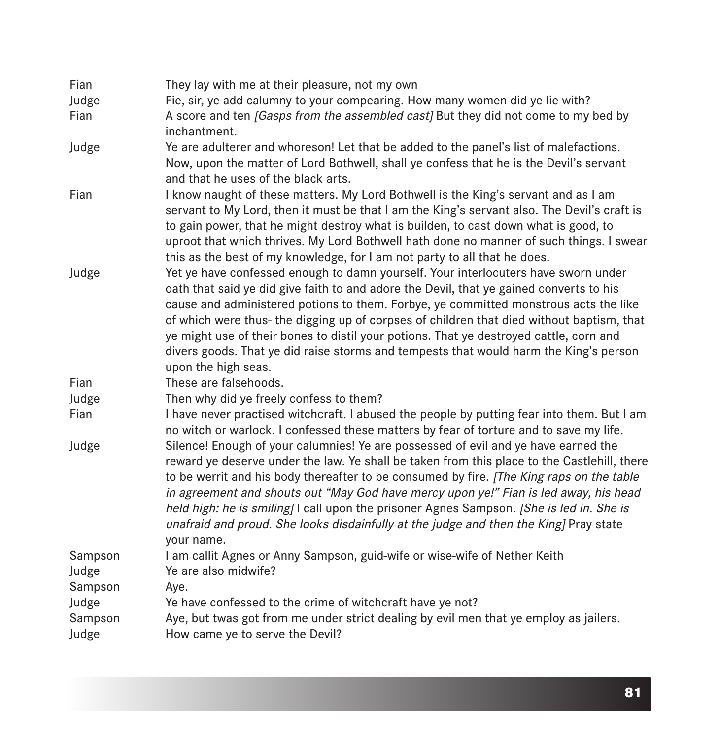| | |
|---|---|
| Fian | They lay with me at their pleasure, not my own |
| Judge | Fie, sir, ye add calumny to your compearing. How many women did ye lie with? |
| Fian | A score and ten *[Gasps from the assembled cast]* But they did not come to my bed by inchantment. |
| Judge | Ye are adulterer and whoreson! Let that be added to the panel's list of malefactions. Now, upon the matter of Lord Bothwell, shall ye confess that he is the Devil's servant and that he uses of the black arts. |
| Fian | I know naught of these matters. My Lord Bothwell is the King's servant and as I am servant to My Lord, then it must be that I am the King's servant also. The Devil's craft is to gain power, that he might destroy what is builden, to cast down what is good, to uproot that which thrives. My Lord Bothwell hath done no manner of such things. I swear this as the best of my knowledge, for I am not party to all that he does. |
| Judge | Yet ye have confessed enough to damn yourself. Your interlocuters have sworn under oath that said ye did give faith to and adore the Devil, that ye gained converts to his cause and administered potions to them. Forbye, ye committed monstrous acts the like of which were thus- the digging up of corpses of children that died without baptism, that ye might use of their bones to distil your potions. That ye destroyed cattle, corn and divers goods. That ye did raise storms and tempests that would harm the King's person upon the high seas. |
| Fian | These are falsehoods. |
| Judge | Then why did ye freely confess to them? |
| Fian | I have never practised witchcraft. I abused the people by putting fear into them. But I am no witch or warlock. I confessed these matters by fear of torture and to save my life. |
| Judge | Silence! Enough of your calumnies! Ye are possessed of evil and ye have earned the reward ye deserve under the law. Ye shall be taken from this place to the Castlehill, there to be werrit and his body thereafter to be consumed by fire. *[The King raps on the table in agreement and shouts out "May God have mercy upon ye!" Fian is led away, his head held high: he is smiling]* I call upon the prisoner Agnes Sampson. *[She is led in. She is unafraid and proud. She looks disdainfully at the judge and then the King]* Pray state your name. |
| Sampson | I am callit Agnes or Anny Sampson, guid-wife or wise-wife of Nether Keith |
| Judge | Ye are also midwife? |
| Sampson | Aye. |
| Judge | Ye have confessed to the crime of witchcraft have ye not? |
| Sampson | Aye, but twas got from me under strict dealing by evil men that ye employ as jailers. |
| Judge | How came ye to serve the Devil? |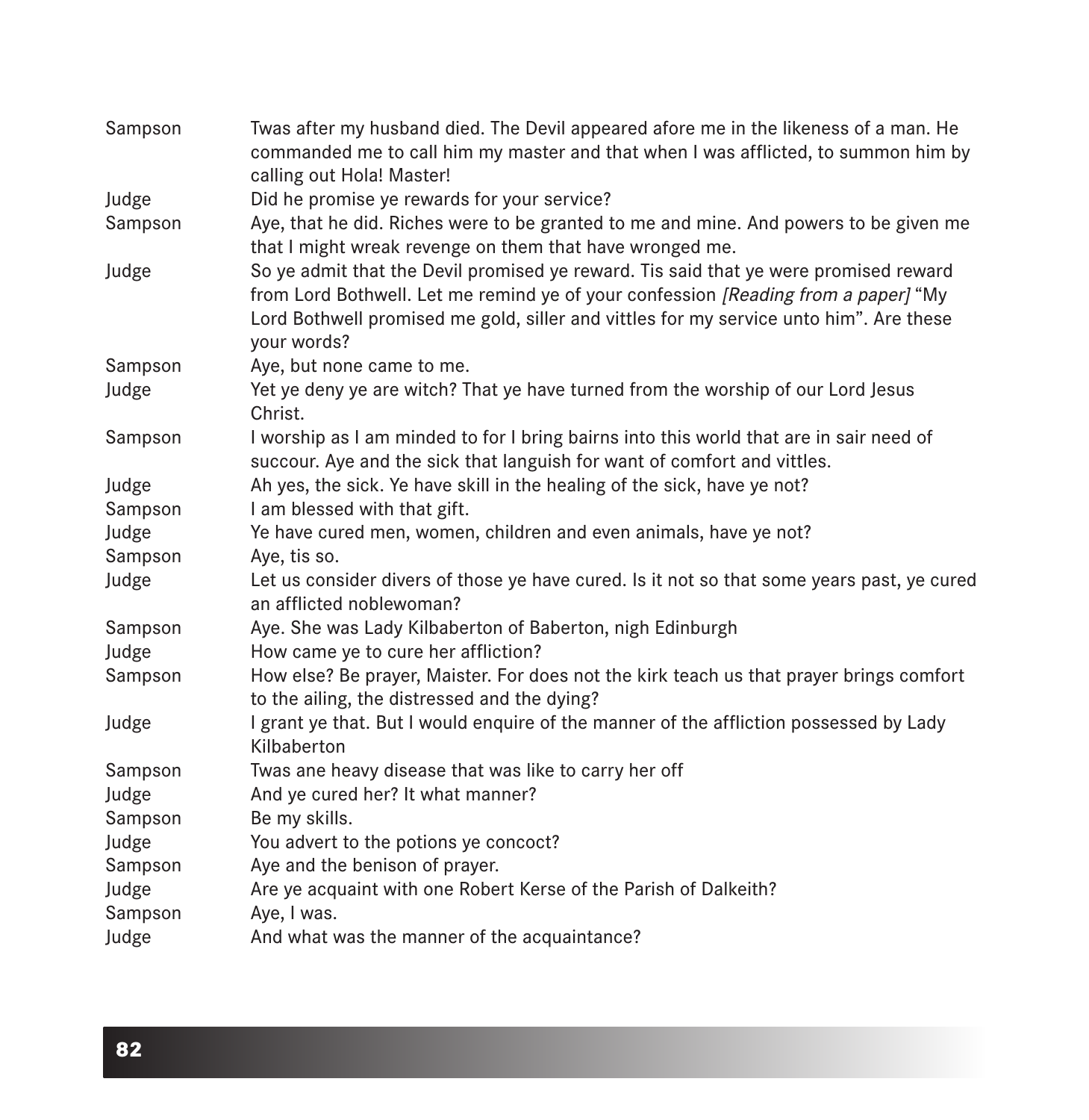| | |
|---|---|
| Sampson | Twas after my husband died. The Devil appeared afore me in the likeness of a man. He commanded me to call him my master and that when I was afflicted, to summon him by calling out Hola! Master! |
| Judge | Did he promise ye rewards for your service? |
| Sampson | Aye, that he did. Riches were to be granted to me and mine. And powers to be given me that I might wreak revenge on them that have wronged me. |
| Judge | So ye admit that the Devil promised ye reward. Tis said that ye were promised reward from Lord Bothwell. Let me remind ye of your confession *[Reading from a paper]* "My Lord Bothwell promised me gold, siller and vittles for my service unto him". Are these your words? |
| Sampson | Aye, but none came to me. |
| Judge | Yet ye deny ye are witch? That ye have turned from the worship of our Lord Jesus Christ. |
| Sampson | I worship as I am minded to for I bring bairns into this world that are in sair need of succour. Aye and the sick that languish for want of comfort and vittles. |
| Judge | Ah yes, the sick. Ye have skill in the healing of the sick, have ye not? |
| Sampson | I am blessed with that gift. |
| Judge | Ye have cured men, women, children and even animals, have ye not? |
| Sampson | Aye, tis so. |
| Judge | Let us consider divers of those ye have cured. Is it not so that some years past, ye cured an afflicted noblewoman? |
| Sampson | Aye. She was Lady Kilbaberton of Baberton, nigh Edinburgh |
| Judge | How came ye to cure her affliction? |
| Sampson | How else? Be prayer, Maister. For does not the kirk teach us that prayer brings comfort to the ailing, the distressed and the dying? |
| Judge | I grant ye that. But I would enquire of the manner of the affliction possessed by Lady Kilbaberton |
| Sampson | Twas ane heavy disease that was like to carry her off |
| Judge | And ye cured her? It what manner? |
| Sampson | Be my skills. |
| Judge | You advert to the potions ye concoct? |
| Sampson | Aye and the benison of prayer. |
| Judge | Are ye acquaint with one Robert Kerse of the Parish of Dalkeith? |
| Sampson | Aye, I was. |
| Judge | And what was the manner of the acquaintance? |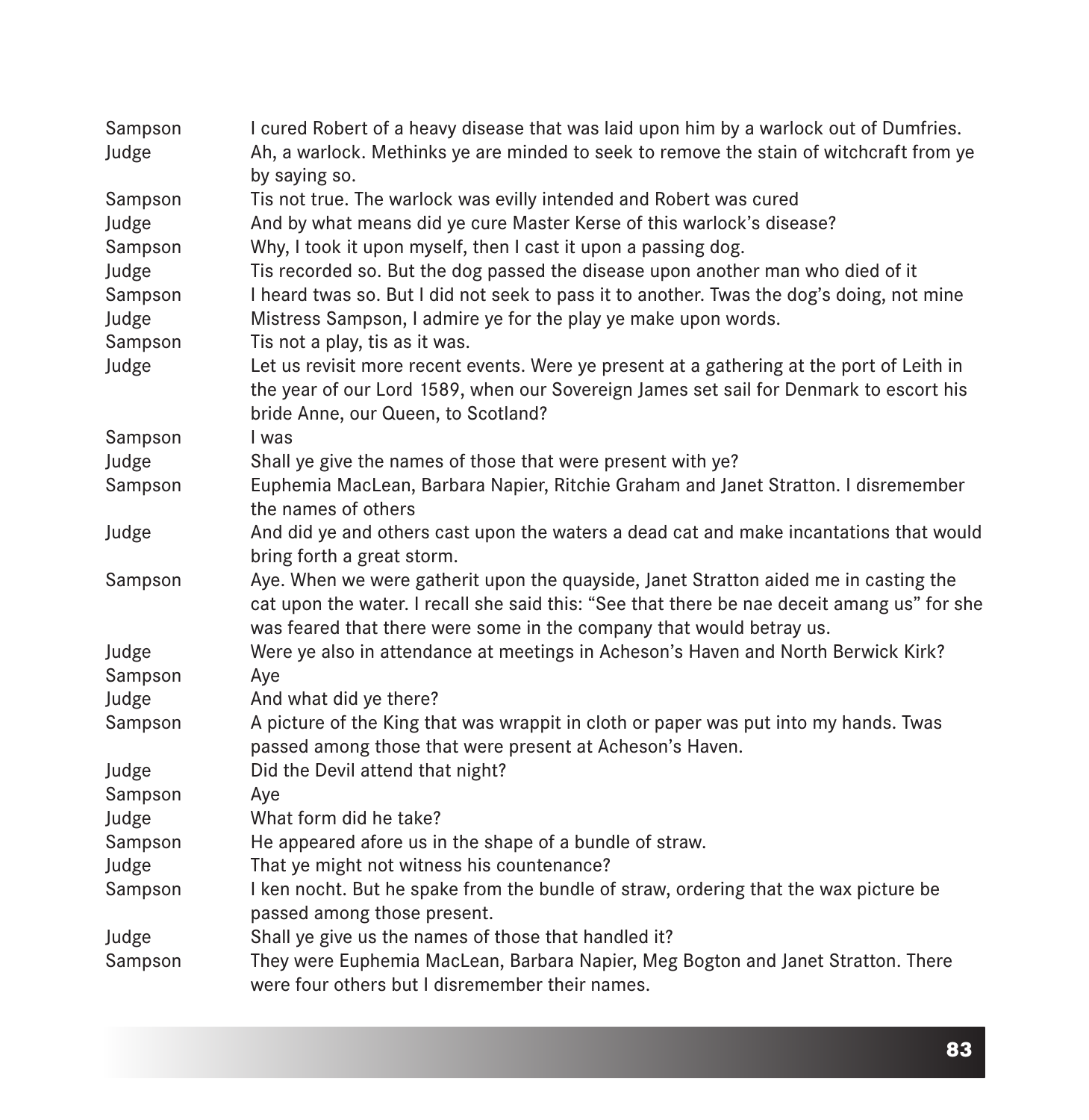| | |
|---|---|
| Sampson | I cured Robert of a heavy disease that was laid upon him by a warlock out of Dumfries. |
| Judge | Ah, a warlock. Methinks ye are minded to seek to remove the stain of witchcraft from ye by saying so. |
| Sampson | Tis not true. The warlock was evilly intended and Robert was cured |
| Judge | And by what means did ye cure Master Kerse of this warlock's disease? |
| Sampson | Why, I took it upon myself, then I cast it upon a passing dog. |
| Judge | Tis recorded so. But the dog passed the disease upon another man who died of it |
| Sampson | I heard twas so. But I did not seek to pass it to another. Twas the dog's doing, not mine |
| Judge | Mistress Sampson, I admire ye for the play ye make upon words. |
| Sampson | Tis not a play, tis as it was. |
| Judge | Let us revisit more recent events. Were ye present at a gathering at the port of Leith in the year of our Lord 1589, when our Sovereign James set sail for Denmark to escort his bride Anne, our Queen, to Scotland? |
| Sampson | I was |
| Judge | Shall ye give the names of those that were present with ye? |
| Sampson | Euphemia MacLean, Barbara Napier, Ritchie Graham and Janet Stratton. I disremember the names of others |
| Judge | And did ye and others cast upon the waters a dead cat and make incantations that would bring forth a great storm. |
| Sampson | Aye. When we were gatherit upon the quayside, Janet Stratton aided me in casting the cat upon the water. I recall she said this: "See that there be nae deceit amang us" for she was feared that there were some in the company that would betray us. |
| Judge | Were ye also in attendance at meetings in Acheson's Haven and North Berwick Kirk? |
| Sampson | Aye |
| Judge | And what did ye there? |
| Sampson | A picture of the King that was wrappit in cloth or paper was put into my hands. Twas passed among those that were present at Acheson's Haven. |
| Judge | Did the Devil attend that night? |
| Sampson | Aye |
| Judge | What form did he take? |
| Sampson | He appeared afore us in the shape of a bundle of straw. |
| Judge | That ye might not witness his countenance? |
| Sampson | I ken nocht. But he spake from the bundle of straw, ordering that the wax picture be passed among those present. |
| Judge | Shall ye give us the names of those that handled it? |
| Sampson | They were Euphemia MacLean, Barbara Napier, Meg Bogton and Janet Stratton. There were four others but I disremember their names. |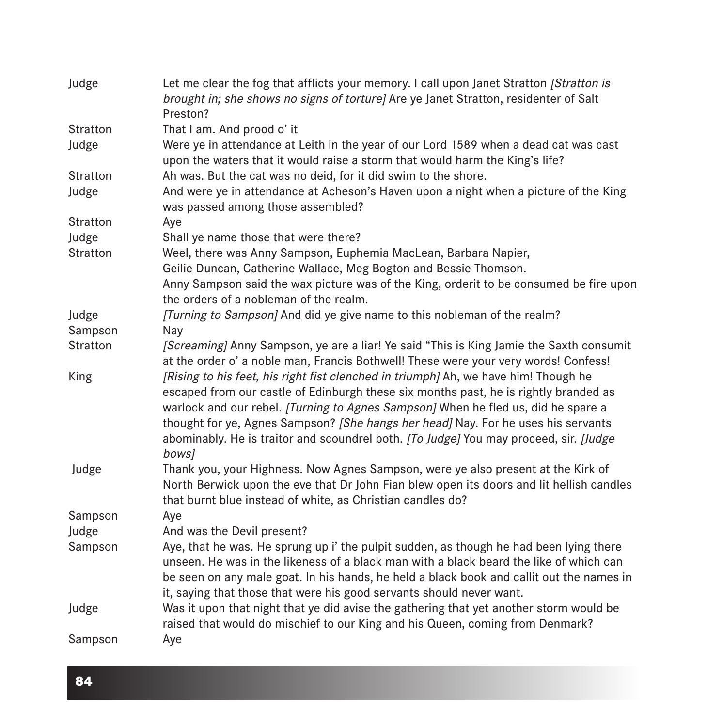| | |
|---|---|
| Judge | Let me clear the fog that afflicts your memory. I call upon Janet Stratton *[Stratton is brought in; she shows no signs of torture]* Are ye Janet Stratton, residenter of Salt Preston? |
| Stratton | That I am. And prood o' it |
| Judge | Were ye in attendance at Leith in the year of our Lord 1589 when a dead cat was cast upon the waters that it would raise a storm that would harm the King's life? |
| Stratton | Ah was. But the cat was no deid, for it did swim to the shore. |
| Judge | And were ye in attendance at Acheson's Haven upon a night when a picture of the King was passed among those assembled? |
| Stratton | Aye |
| Judge | Shall ye name those that were there? |
| Stratton | Weel, there was Anny Sampson, Euphemia MacLean, Barbara Napier, Geilie Duncan, Catherine Wallace, Meg Bogton and Bessie Thomson. Anny Sampson said the wax picture was of the King, orderit to be consumed be fire upon the orders of a nobleman of the realm. |
| Judge | *[Turning to Sampson]* And did ye give name to this nobleman of the realm? |
| Sampson | Nay |
| Stratton | *[Screaming]* Anny Sampson, ye are a liar! Ye said "This is King Jamie the Saxth consumit at the order o' a noble man, Francis Bothwell! These were your very words! Confess! |
| King | *[Rising to his feet, his right fist clenched in triumph]* Ah, we have him! Though he escaped from our castle of Edinburgh these six months past, he is rightly branded as warlock and our rebel. *[Turning to Agnes Sampson]* When he fled us, did he spare a thought for ye, Agnes Sampson? *[She hangs her head]* Nay. For he uses his servants abominably. He is traitor and scoundrel both. *[To Judge]* You may proceed, sir. *[Judge bows]* |
| Judge | Thank you, your Highness. Now Agnes Sampson, were ye also present at the Kirk of North Berwick upon the eve that Dr John Fian blew open its doors and lit hellish candles that burnt blue instead of white, as Christian candles do? |
| Sampson | Aye |
| Judge | And was the Devil present? |
| Sampson | Aye, that he was. He sprung up i' the pulpit sudden, as though he had been lying there unseen. He was in the likeness of a black man with a black beard the like of which can be seen on any male goat. In his hands, he held a black book and callit out the names in it, saying that those that were his good servants should never want. |
| Judge | Was it upon that night that ye did avise the gathering that yet another storm would be raised that would do mischief to our King and his Queen, coming from Denmark? |
| Sampson | Aye |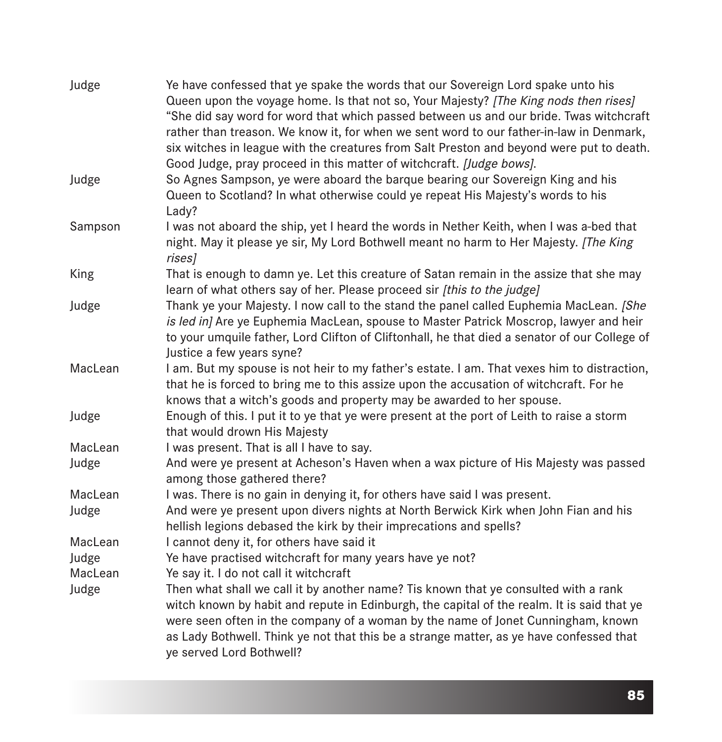**Judge** Ye have confessed that ye spake the words that our Sovereign Lord spake unto his Queen upon the voyage home. Is that not so, Your Majesty? *[The King nods then rises]* "She did say word for word that which passed between us and our bride. Twas witchcraft rather than treason. We know it, for when we sent word to our father-in-law in Denmark, six witches in league with the creatures from Salt Preston and beyond were put to death. Good Judge, pray proceed in this matter of witchcraft. *[Judge bows]*.

**Judge** So Agnes Sampson, ye were aboard the barque bearing our Sovereign King and his Queen to Scotland? In what otherwise could ye repeat His Majesty's words to his Lady?

**Sampson** I was not aboard the ship, yet I heard the words in Nether Keith, when I was a-bed that night. May it please ye sir, My Lord Bothwell meant no harm to Her Majesty. *[The King rises]*

**King** That is enough to damn ye. Let this creature of Satan remain in the assize that she may learn of what others say of her. Please proceed sir *[this to the judge]*

**Judge** Thank ye your Majesty. I now call to the stand the panel called Euphemia MacLean. *[She is led in]* Are ye Euphemia MacLean, spouse to Master Patrick Moscrop, lawyer and heir to your umquile father, Lord Clifton of Cliftonhall, he that died a senator of our College of Justice a few years syne?

**MacLean** I am. But my spouse is not heir to my father's estate. I am. That vexes him to distraction, that he is forced to bring me to this assize upon the accusation of witchcraft. For he knows that a witch's goods and property may be awarded to her spouse.

**Judge** Enough of this. I put it to ye that ye were present at the port of Leith to raise a storm that would drown His Majesty

**MacLean** I was present. That is all I have to say.

**Judge** And were ye present at Acheson's Haven when a wax picture of His Majesty was passed among those gathered there?

**MacLean** I was. There is no gain in denying it, for others have said I was present.

**Judge** And were ye present upon divers nights at North Berwick Kirk when John Fian and his hellish legions debased the kirk by their imprecations and spells?

**MacLean** I cannot deny it, for others have said it

**Judge** Ye have practised witchcraft for many years have ye not?

**MacLean** Ye say it. I do not call it witchcraft

**Judge** Then what shall we call it by another name? Tis known that ye consulted with a rank witch known by habit and repute in Edinburgh, the capital of the realm. It is said that ye were seen often in the company of a woman by the name of Jonet Cunningham, known as Lady Bothwell. Think ye not that this be a strange matter, as ye have confessed that ye served Lord Bothwell?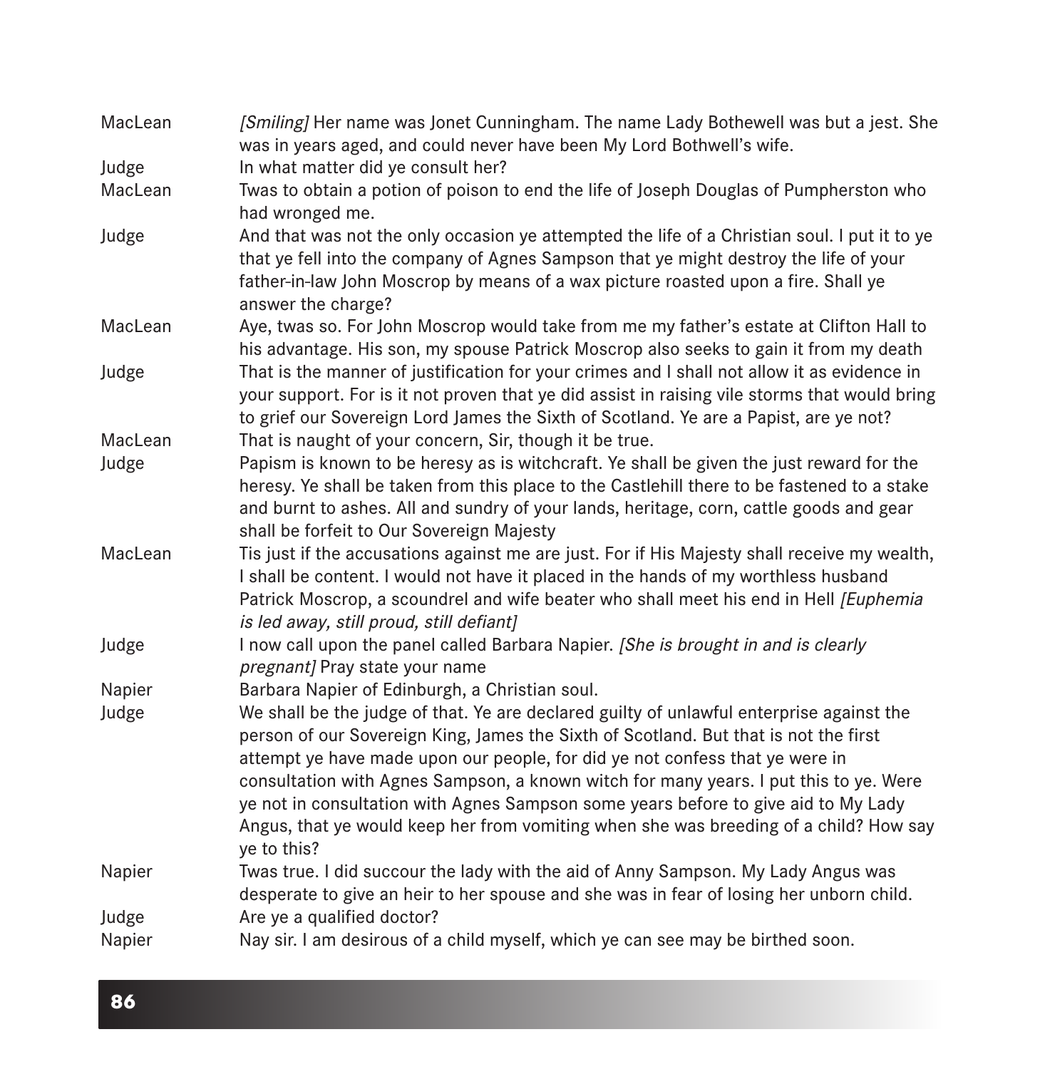MacLean *[Smiling]* Her name was Jonet Cunningham. The name Lady Bothewell was but a jest. She was in years aged, and could never have been My Lord Bothwell's wife.

Judge In what matter did ye consult her?

MacLean Twas to obtain a potion of poison to end the life of Joseph Douglas of Pumpherston who had wronged me.

Judge And that was not the only occasion ye attempted the life of a Christian soul. I put it to ye that ye fell into the company of Agnes Sampson that ye might destroy the life of your father-in-law John Moscrop by means of a wax picture roasted upon a fire. Shall ye answer the charge?

MacLean Aye, twas so. For John Moscrop would take from me my father's estate at Clifton Hall to his advantage. His son, my spouse Patrick Moscrop also seeks to gain it from my death

Judge That is the manner of justification for your crimes and I shall not allow it as evidence in your support. For is it not proven that ye did assist in raising vile storms that would bring to grief our Sovereign Lord James the Sixth of Scotland. Ye are a Papist, are ye not?

MacLean That is naught of your concern, Sir, though it be true.

Judge Papism is known to be heresy as is witchcraft. Ye shall be given the just reward for the heresy. Ye shall be taken from this place to the Castlehill there to be fastened to a stake and burnt to ashes. All and sundry of your lands, heritage, corn, cattle goods and gear shall be forfeit to Our Sovereign Majesty

MacLean Tis just if the accusations against me are just. For if His Majesty shall receive my wealth, I shall be content. I would not have it placed in the hands of my worthless husband Patrick Moscrop, a scoundrel and wife beater who shall meet his end in Hell *[Euphemia is led away, still proud, still defiant]*

Judge I now call upon the panel called Barbara Napier. *[She is brought in and is clearly pregnant]* Pray state your name

Napier Barbara Napier of Edinburgh, a Christian soul.

Judge We shall be the judge of that. Ye are declared guilty of unlawful enterprise against the person of our Sovereign King, James the Sixth of Scotland. But that is not the first attempt ye have made upon our people, for did ye not confess that ye were in consultation with Agnes Sampson, a known witch for many years. I put this to ye. Were ye not in consultation with Agnes Sampson some years before to give aid to My Lady Angus, that ye would keep her from vomiting when she was breeding of a child? How say ye to this?

Napier Twas true. I did succour the lady with the aid of Anny Sampson. My Lady Angus was desperate to give an heir to her spouse and she was in fear of losing her unborn child.

Judge Are ye a qualified doctor?

Napier Nay sir. I am desirous of a child myself, which ye can see may be birthed soon.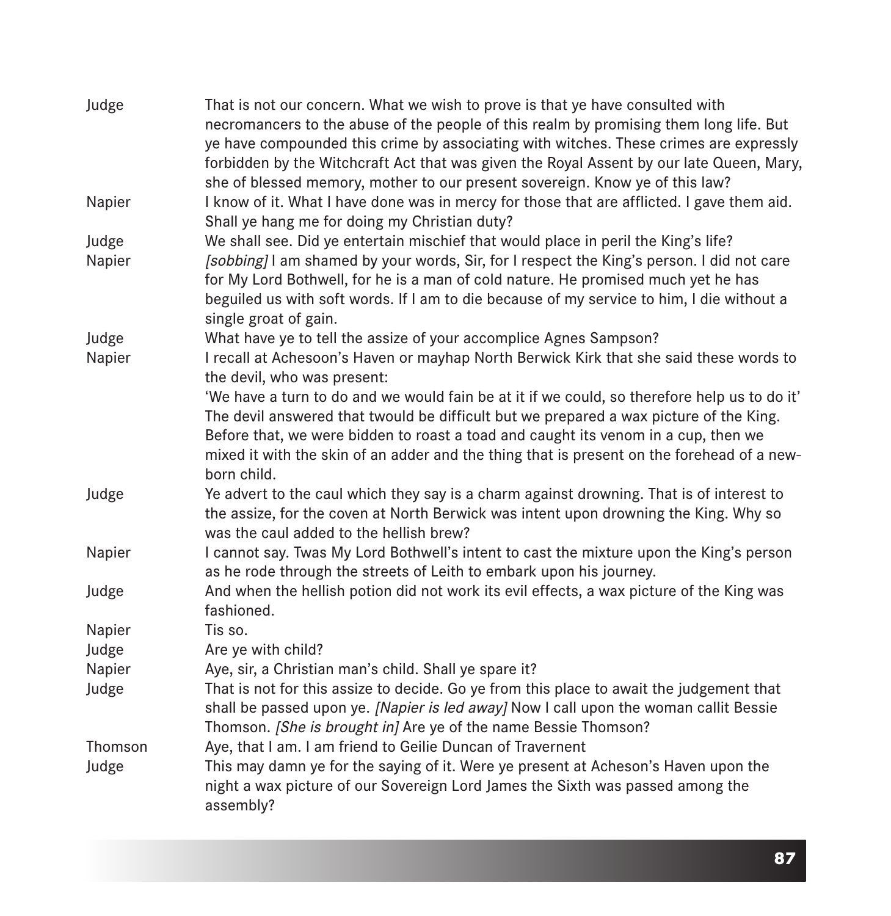**Judge** That is not our concern. What we wish to prove is that ye have consulted with necromancers to the abuse of the people of this realm by promising them long life. But ye have compounded this crime by associating with witches. These crimes are expressly forbidden by the Witchcraft Act that was given the Royal Assent by our late Queen, Mary, she of blessed memory, mother to our present sovereign. Know ye of this law?

**Napier** I know of it. What I have done was in mercy for those that are afflicted. I gave them aid. Shall ye hang me for doing my Christian duty?

**Judge** We shall see. Did ye entertain mischief that would place in peril the King's life?

**Napier** *[sobbing]* I am shamed by your words, Sir, for I respect the King's person. I did not care for My Lord Bothwell, for he is a man of cold nature. He promised much yet he has beguiled us with soft words. If I am to die because of my service to him, I die without a single groat of gain.

**Judge** What have ye to tell the assize of your accomplice Agnes Sampson?

**Napier** I recall at Achesoon's Haven or mayhap North Berwick Kirk that she said these words to the devil, who was present:
'We have a turn to do and we would fain be at it if we could, so therefore help us to do it'
The devil answered that twould be difficult but we prepared a wax picture of the King. Before that, we were bidden to roast a toad and caught its venom in a cup, then we mixed it with the skin of an adder and the thing that is present on the forehead of a new-born child.

**Judge** Ye advert to the caul which they say is a charm against drowning. That is of interest to the assize, for the coven at North Berwick was intent upon drowning the King. Why so was the caul added to the hellish brew?

**Napier** I cannot say. Twas My Lord Bothwell's intent to cast the mixture upon the King's person as he rode through the streets of Leith to embark upon his journey.

**Judge** And when the hellish potion did not work its evil effects, a wax picture of the King was fashioned.

**Napier** Tis so.

**Judge** Are ye with child?

**Napier** Aye, sir, a Christian man's child. Shall ye spare it?

**Judge** That is not for this assize to decide. Go ye from this place to await the judgement that shall be passed upon ye. *[Napier is led away]* Now I call upon the woman callit Bessie Thomson. *[She is brought in]* Are ye of the name Bessie Thomson?

**Thomson** Aye, that I am. I am friend to Geilie Duncan of Travernent

**Judge** This may damn ye for the saying of it. Were ye present at Acheson's Haven upon the night a wax picture of our Sovereign Lord James the Sixth was passed among the assembly?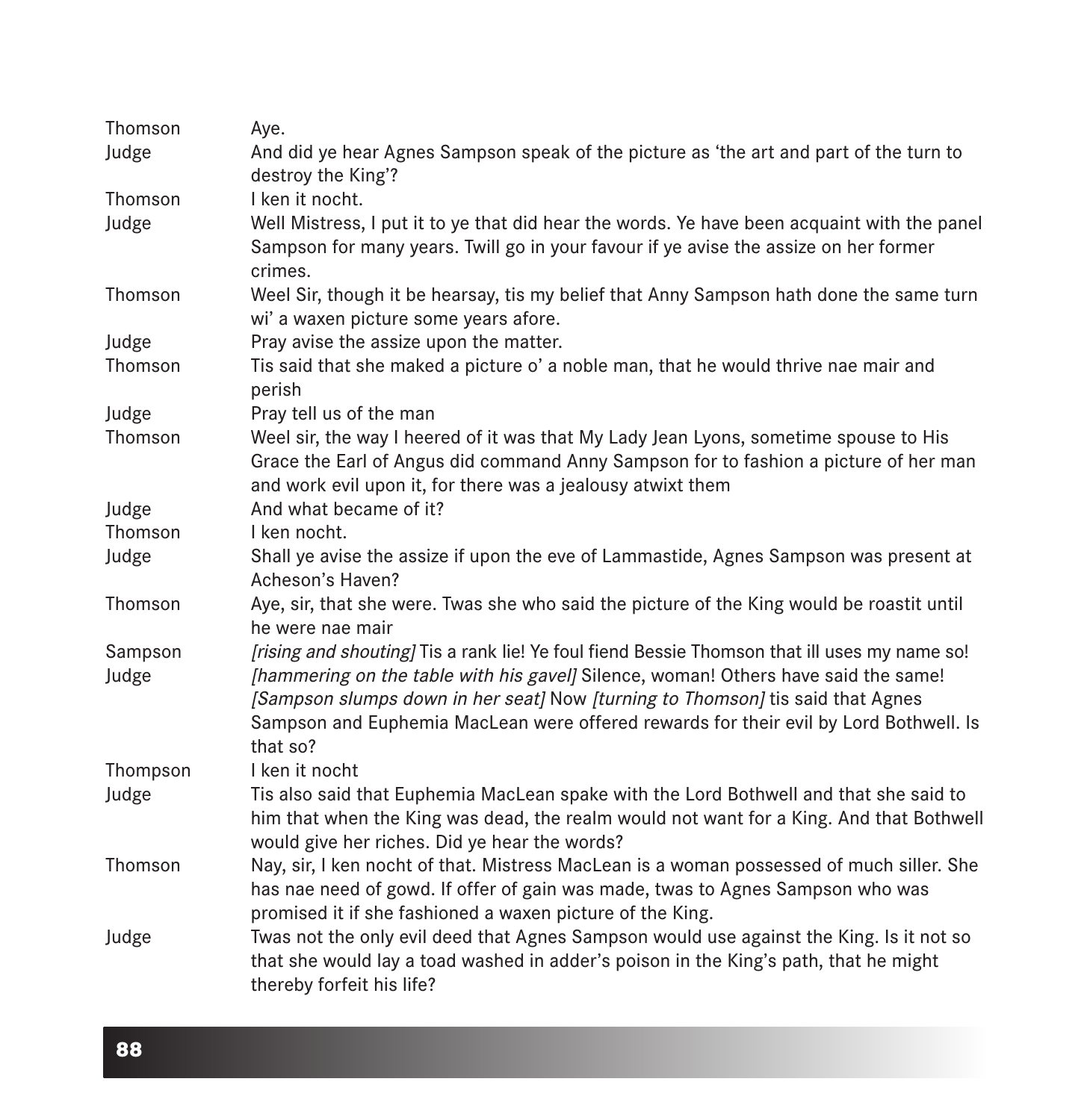| | |
|---|---|
| Thomson | Aye. |
| Judge | And did ye hear Agnes Sampson speak of the picture as 'the art and part of the turn to destroy the King'? |
| Thomson | I ken it nocht. |
| Judge | Well Mistress, I put it to ye that did hear the words. Ye have been acquaint with the panel Sampson for many years. Twill go in your favour if ye avise the assize on her former crimes. |
| Thomson | Weel Sir, though it be hearsay, tis my belief that Anny Sampson hath done the same turn wi' a waxen picture some years afore. |
| Judge | Pray avise the assize upon the matter. |
| Thomson | Tis said that she maked a picture o' a noble man, that he would thrive nae mair and perish |
| Judge | Pray tell us of the man |
| Thomson | Weel sir, the way I heered of it was that My Lady Jean Lyons, sometime spouse to His Grace the Earl of Angus did command Anny Sampson for to fashion a picture of her man and work evil upon it, for there was a jealousy atwixt them |
| Judge | And what became of it? |
| Thomson | I ken nocht. |
| Judge | Shall ye avise the assize if upon the eve of Lammastide, Agnes Sampson was present at Acheson's Haven? |
| Thomson | Aye, sir, that she were. Twas she who said the picture of the King would be roastit until he were nae mair |
| Sampson | *[rising and shouting]* Tis a rank lie! Ye foul fiend Bessie Thomson that ill uses my name so! |
| Judge | *[hammering on the table with his gavel]* Silence, woman! Others have said the same! *[Sampson slumps down in her seat]* Now *[turning to Thomson]* tis said that Agnes Sampson and Euphemia MacLean were offered rewards for their evil by Lord Bothwell. Is that so? |
| Thompson | I ken it nocht |
| Judge | Tis also said that Euphemia MacLean spake with the Lord Bothwell and that she said to him that when the King was dead, the realm would not want for a King. And that Bothwell would give her riches. Did ye hear the words? |
| Thomson | Nay, sir, I ken nocht of that. Mistress MacLean is a woman possessed of much siller. She has nae need of gowd. If offer of gain was made, twas to Agnes Sampson who was promised it if she fashioned a waxen picture of the King. |
| Judge | Twas not the only evil deed that Agnes Sampson would use against the King. Is it not so that she would lay a toad washed in adder's poison in the King's path, that he might thereby forfeit his life? |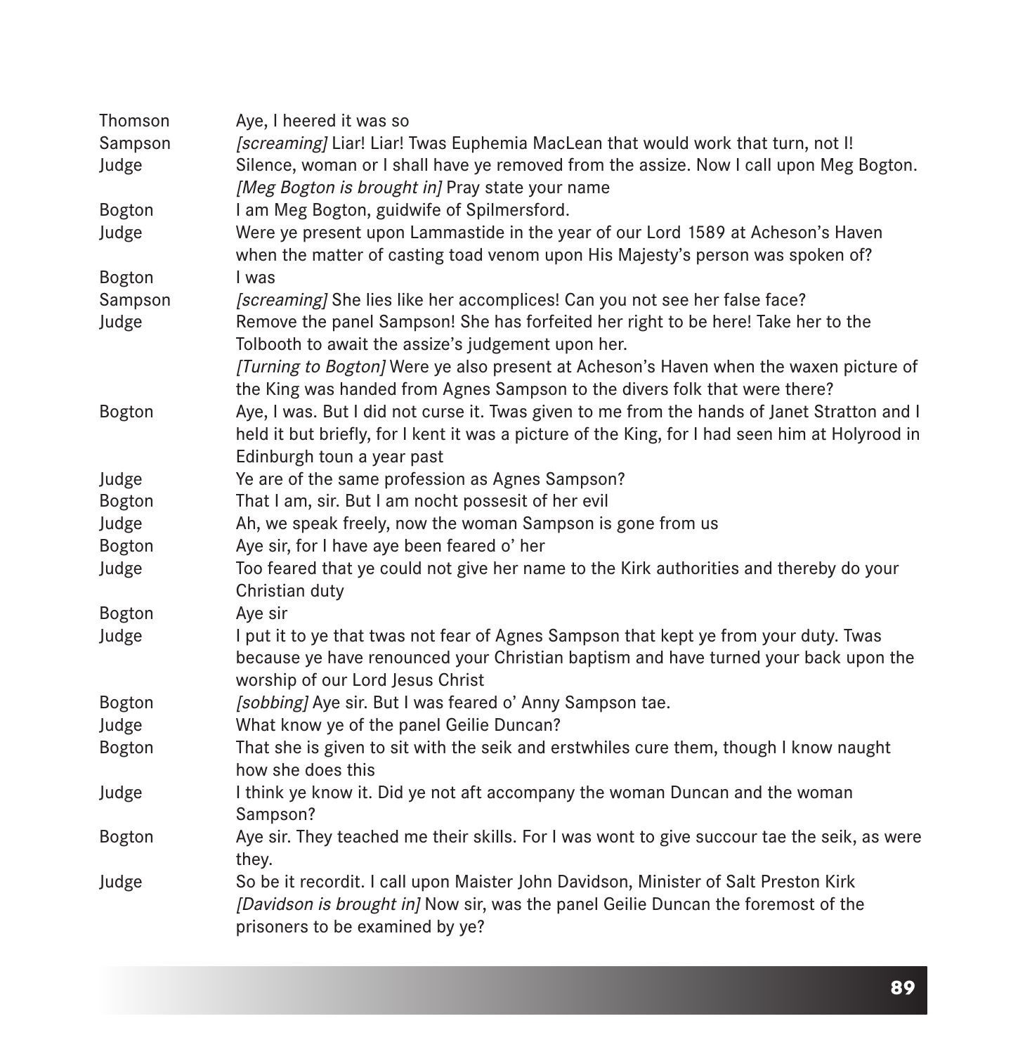**Thomson** Aye, I heered it was so

**Sampson** *[screaming]* Liar! Liar! Twas Euphemia MacLean that would work that turn, not I!

**Judge** Silence, woman or I shall have ye removed from the assize. Now I call upon Meg Bogton. *[Meg Bogton is brought in]* Pray state your name

**Bogton** I am Meg Bogton, guidwife of Spilmersford.

**Judge** Were ye present upon Lammastide in the year of our Lord 1589 at Acheson's Haven when the matter of casting toad venom upon His Majesty's person was spoken of?

**Bogton** I was

**Sampson** *[screaming]* She lies like her accomplices! Can you not see her false face?

**Judge** Remove the panel Sampson! She has forfeited her right to be here! Take her to the Tolbooth to await the assize's judgement upon her.
*[Turning to Bogton]* Were ye also present at Acheson's Haven when the waxen picture of the King was handed from Agnes Sampson to the divers folk that were there?

**Bogton** Aye, I was. But I did not curse it. Twas given to me from the hands of Janet Stratton and I held it but briefly, for I kent it was a picture of the King, for I had seen him at Holyrood in Edinburgh toun a year past

**Judge** Ye are of the same profession as Agnes Sampson?

**Bogton** That I am, sir. But I am nocht possesit of her evil

**Judge** Ah, we speak freely, now the woman Sampson is gone from us

**Bogton** Aye sir, for I have aye been feared o' her

**Judge** Too feared that ye could not give her name to the Kirk authorities and thereby do your Christian duty

**Bogton** Aye sir

**Judge** I put it to ye that twas not fear of Agnes Sampson that kept ye from your duty. Twas because ye have renounced your Christian baptism and have turned your back upon the worship of our Lord Jesus Christ

**Bogton** *[sobbing]* Aye sir. But I was feared o' Anny Sampson tae.

**Judge** What know ye of the panel Geilie Duncan?

**Bogton** That she is given to sit with the seik and erstwhiles cure them, though I know naught how she does this

**Judge** I think ye know it. Did ye not aft accompany the woman Duncan and the woman Sampson?

**Bogton** Aye sir. They teached me their skills. For I was wont to give succour tae the seik, as were they.

**Judge** So be it recordit. I call upon Maister John Davidson, Minister of Salt Preston Kirk *[Davidson is brought in]* Now sir, was the panel Geilie Duncan the foremost of the prisoners to be examined by ye?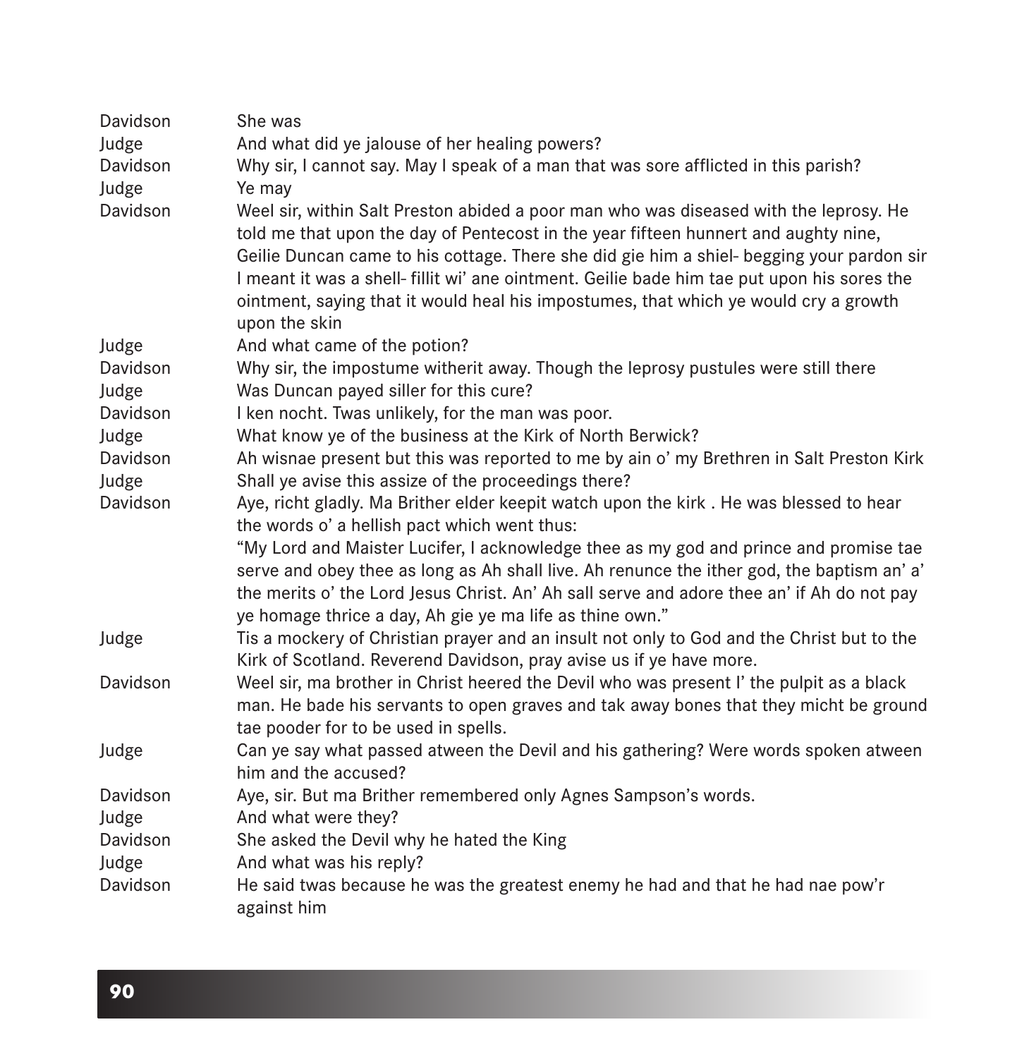| | |
|---|---|
| Davidson | She was |
| Judge | And what did ye jalouse of her healing powers? |
| Davidson | Why sir, I cannot say. May I speak of a man that was sore afflicted in this parish? |
| Judge | Ye may |
| Davidson | Weel sir, within Salt Preston abided a poor man who was diseased with the leprosy. He told me that upon the day of Pentecost in the year fifteen hunnert and aughty nine, Geilie Duncan came to his cottage. There she did gie him a shiel- begging your pardon sir I meant it was a shell- fillit wi' ane ointment. Geilie bade him tae put upon his sores the ointment, saying that it would heal his impostumes, that which ye would cry a growth upon the skin |
| Judge | And what came of the potion? |
| Davidson | Why sir, the impostume witherit away. Though the leprosy pustules were still there |
| Judge | Was Duncan payed siller for this cure? |
| Davidson | I ken nocht. Twas unlikely, for the man was poor. |
| Judge | What know ye of the business at the Kirk of North Berwick? |
| Davidson | Ah wisnae present but this was reported to me by ain o' my Brethren in Salt Preston Kirk |
| Judge | Shall ye avise this assize of the proceedings there? |
| Davidson | Aye, richt gladly. Ma Brither elder keepit watch upon the kirk . He was blessed to hear the words o' a hellish pact which went thus:<br>"My Lord and Maister Lucifer, I acknowledge thee as my god and prince and promise tae serve and obey thee as long as Ah shall live. Ah renunce the ither god, the baptism an' a' the merits o' the Lord Jesus Christ. An' Ah sall serve and adore thee an' if Ah do not pay ye homage thrice a day, Ah gie ye ma life as thine own." |
| Judge | Tis a mockery of Christian prayer and an insult not only to God and the Christ but to the Kirk of Scotland. Reverend Davidson, pray avise us if ye have more. |
| Davidson | Weel sir, ma brother in Christ heered the Devil who was present I' the pulpit as a black man. He bade his servants to open graves and tak away bones that they micht be ground tae pooder for to be used in spells. |
| Judge | Can ye say what passed atween the Devil and his gathering? Were words spoken atween him and the accused? |
| Davidson | Aye, sir. But ma Brither remembered only Agnes Sampson's words. |
| Judge | And what were they? |
| Davidson | She asked the Devil why he hated the King |
| Judge | And what was his reply? |
| Davidson | He said twas because he was the greatest enemy he had and that he had nae pow'r against him |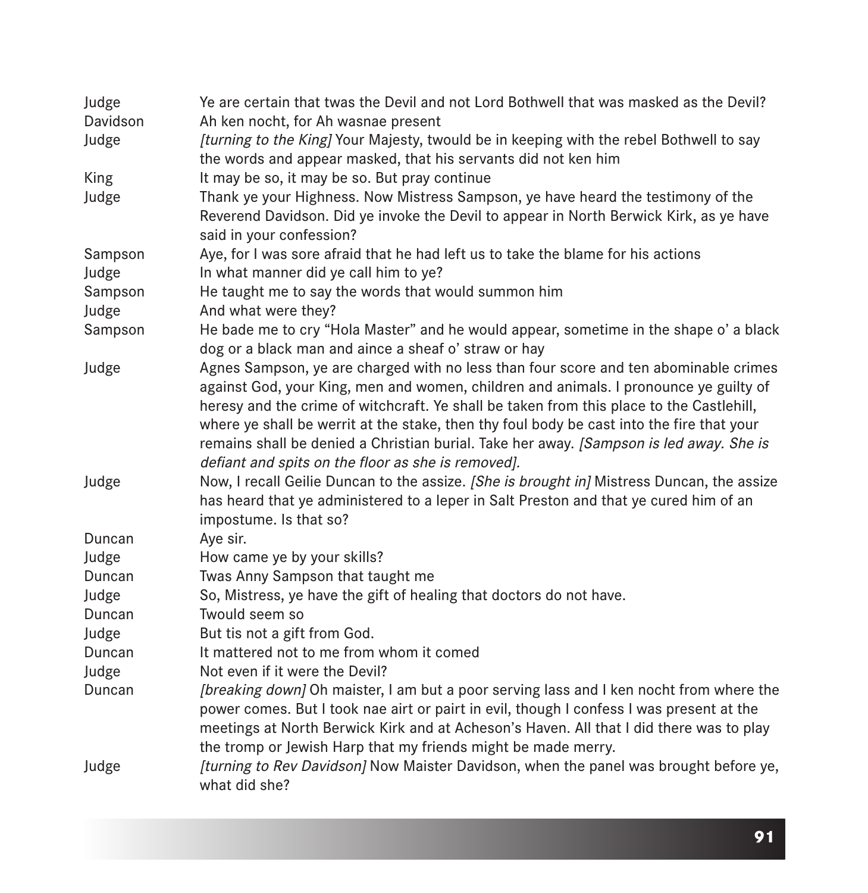| | |
|---|---|
| Judge | Ye are certain that twas the Devil and not Lord Bothwell that was masked as the Devil? |
| Davidson | Ah ken nocht, for Ah wasnae present |
| Judge | *[turning to the King]* Your Majesty, twould be in keeping with the rebel Bothwell to say the words and appear masked, that his servants did not ken him |
| King | It may be so, it may be so. But pray continue |
| Judge | Thank ye your Highness. Now Mistress Sampson, ye have heard the testimony of the Reverend Davidson. Did ye invoke the Devil to appear in North Berwick Kirk, as ye have said in your confession? |
| Sampson | Aye, for I was sore afraid that he had left us to take the blame for his actions |
| Judge | In what manner did ye call him to ye? |
| Sampson | He taught me to say the words that would summon him |
| Judge | And what were they? |
| Sampson | He bade me to cry "Hola Master" and he would appear, sometime in the shape o' a black dog or a black man and aince a sheaf o' straw or hay |
| Judge | Agnes Sampson, ye are charged with no less than four score and ten abominable crimes against God, your King, men and women, children and animals. I pronounce ye guilty of heresy and the crime of witchcraft. Ye shall be taken from this place to the Castlehill, where ye shall be werrit at the stake, then thy foul body be cast into the fire that your remains shall be denied a Christian burial. Take her away. *[Sampson is led away. She is defiant and spits on the floor as she is removed].* |
| Judge | Now, I recall Geilie Duncan to the assize. *[She is brought in]* Mistress Duncan, the assize has heard that ye administered to a leper in Salt Preston and that ye cured him of an impostume. Is that so? |
| Duncan | Aye sir. |
| Judge | How came ye by your skills? |
| Duncan | Twas Anny Sampson that taught me |
| Judge | So, Mistress, ye have the gift of healing that doctors do not have. |
| Duncan | Twould seem so |
| Judge | But tis not a gift from God. |
| Duncan | It mattered not to me from whom it comed |
| Judge | Not even if it were the Devil? |
| Duncan | *[breaking down]* Oh maister, I am but a poor serving lass and I ken nocht from where the power comes. But I took nae airt or pairt in evil, though I confess I was present at the meetings at North Berwick Kirk and at Acheson's Haven. All that I did there was to play the tromp or Jewish Harp that my friends might be made merry. |
| Judge | *[turning to Rev Davidson]* Now Maister Davidson, when the panel was brought before ye, what did she? |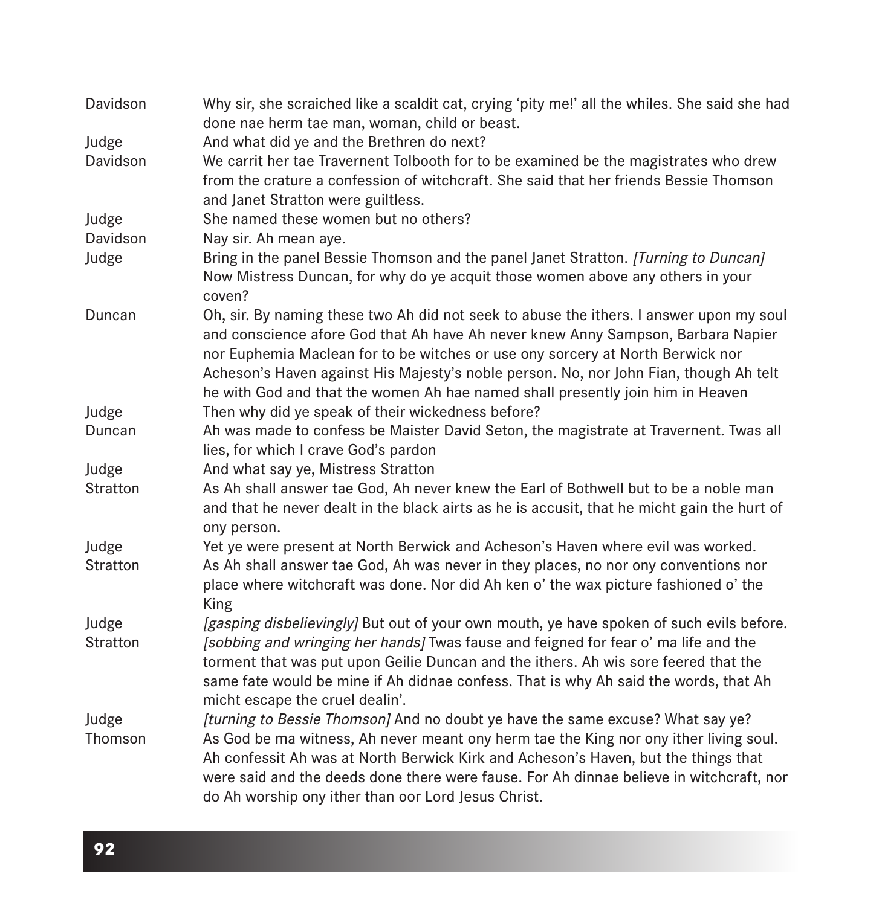| | |
|---|---|
| Davidson | Why sir, she scraiched like a scaldit cat, crying 'pity me!' all the whiles. She said she had done nae herm tae man, woman, child or beast. |
| Judge | And what did ye and the Brethren do next? |
| Davidson | We carrit her tae Travernent Tolbooth for to be examined be the magistrates who drew from the crature a confession of witchcraft. She said that her friends Bessie Thomson and Janet Stratton were guiltless. |
| Judge | She named these women but no others? |
| Davidson | Nay sir. Ah mean aye. |
| Judge | Bring in the panel Bessie Thomson and the panel Janet Stratton. *[Turning to Duncan]* Now Mistress Duncan, for why do ye acquit those women above any others in your coven? |
| Duncan | Oh, sir. By naming these two Ah did not seek to abuse the ithers. I answer upon my soul and conscience afore God that Ah have Ah never knew Anny Sampson, Barbara Napier nor Euphemia Maclean for to be witches or use ony sorcery at North Berwick nor Acheson's Haven against His Majesty's noble person. No, nor John Fian, though Ah telt he with God and that the women Ah hae named shall presently join him in Heaven |
| Judge | Then why did ye speak of their wickedness before? |
| Duncan | Ah was made to confess be Maister David Seton, the magistrate at Travernent. Twas all lies, for which I crave God's pardon |
| Judge | And what say ye, Mistress Stratton |
| Stratton | As Ah shall answer tae God, Ah never knew the Earl of Bothwell but to be a noble man and that he never dealt in the black airts as he is accusit, that he micht gain the hurt of ony person. |
| Judge | Yet ye were present at North Berwick and Acheson's Haven where evil was worked. |
| Stratton | As Ah shall answer tae God, Ah was never in they places, no nor ony conventions nor place where witchcraft was done. Nor did Ah ken o' the wax picture fashioned o' the King |
| Judge | *[gasping disbelievingly]* But out of your own mouth, ye have spoken of such evils before. |
| Stratton | *[sobbing and wringing her hands]* Twas fause and feigned for fear o' ma life and the torment that was put upon Geilie Duncan and the ithers. Ah wis sore feered that the same fate would be mine if Ah didnae confess. That is why Ah said the words, that Ah micht escape the cruel dealin'. |
| Judge | *[turning to Bessie Thomson]* And no doubt ye have the same excuse? What say ye? |
| Thomson | As God be ma witness, Ah never meant ony herm tae the King nor ony ither living soul. Ah confessit Ah was at North Berwick Kirk and Acheson's Haven, but the things that were said and the deeds done there were fause. For Ah dinnae believe in witchcraft, nor do Ah worship ony ither than oor Lord Jesus Christ. |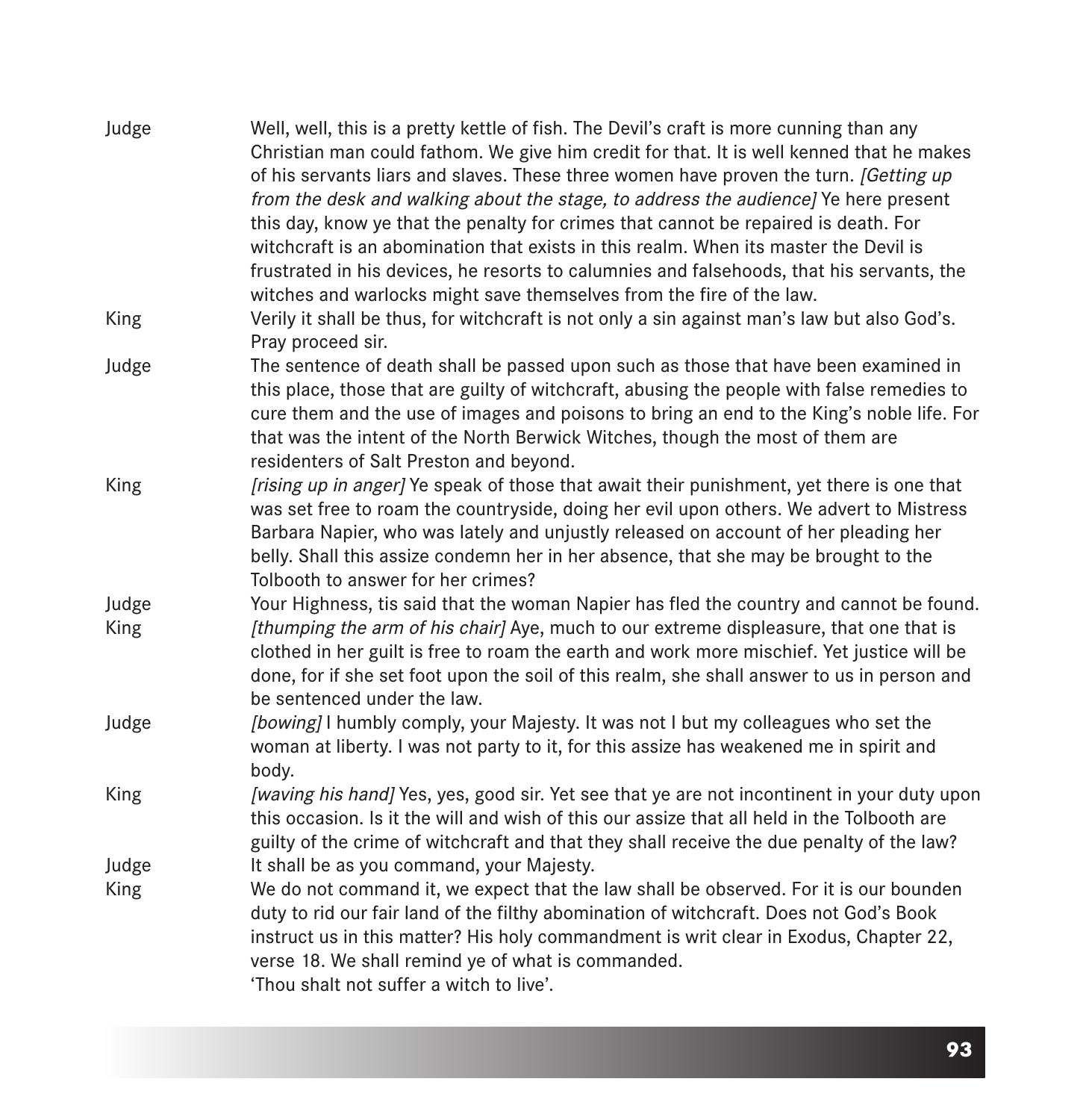**Judge** Well, well, this is a pretty kettle of fish. The Devil's craft is more cunning than any Christian man could fathom. We give him credit for that. It is well kenned that he makes of his servants liars and slaves. These three women have proven the turn. *[Getting up from the desk and walking about the stage, to address the audience]* Ye here present this day, know ye that the penalty for crimes that cannot be repaired is death. For witchcraft is an abomination that exists in this realm. When its master the Devil is frustrated in his devices, he resorts to calumnies and falsehoods, that his servants, the witches and warlocks might save themselves from the fire of the law.

**King** Verily it shall be thus, for witchcraft is not only a sin against man's law but also God's. Pray proceed sir.

**Judge** The sentence of death shall be passed upon such as those that have been examined in this place, those that are guilty of witchcraft, abusing the people with false remedies to cure them and the use of images and poisons to bring an end to the King's noble life. For that was the intent of the North Berwick Witches, though the most of them are residenters of Salt Preston and beyond.

**King** *[rising up in anger]* Ye speak of those that await their punishment, yet there is one that was set free to roam the countryside, doing her evil upon others. We advert to Mistress Barbara Napier, who was lately and unjustly released on account of her pleading her belly. Shall this assize condemn her in her absence, that she may be brought to the Tolbooth to answer for her crimes?

**Judge** Your Highness, tis said that the woman Napier has fled the country and cannot be found.

**King** *[thumping the arm of his chair]* Aye, much to our extreme displeasure, that one that is clothed in her guilt is free to roam the earth and work more mischief. Yet justice will be done, for if she set foot upon the soil of this realm, she shall answer to us in person and be sentenced under the law.

**Judge** *[bowing]* I humbly comply, your Majesty. It was not I but my colleagues who set the woman at liberty. I was not party to it, for this assize has weakened me in spirit and body.

**King** *[waving his hand]* Yes, yes, good sir. Yet see that ye are not incontinent in your duty upon this occasion. Is it the will and wish of this our assize that all held in the Tolbooth are guilty of the crime of witchcraft and that they shall receive the due penalty of the law?

**Judge** It shall be as you command, your Majesty.

**King** We do not command it, we expect that the law shall be observed. For it is our bounden duty to rid our fair land of the filthy abomination of witchcraft. Does not God's Book instruct us in this matter? His holy commandment is writ clear in Exodus, Chapter 22, verse 18. We shall remind ye of what is commanded.
'Thou shalt not suffer a witch to live'.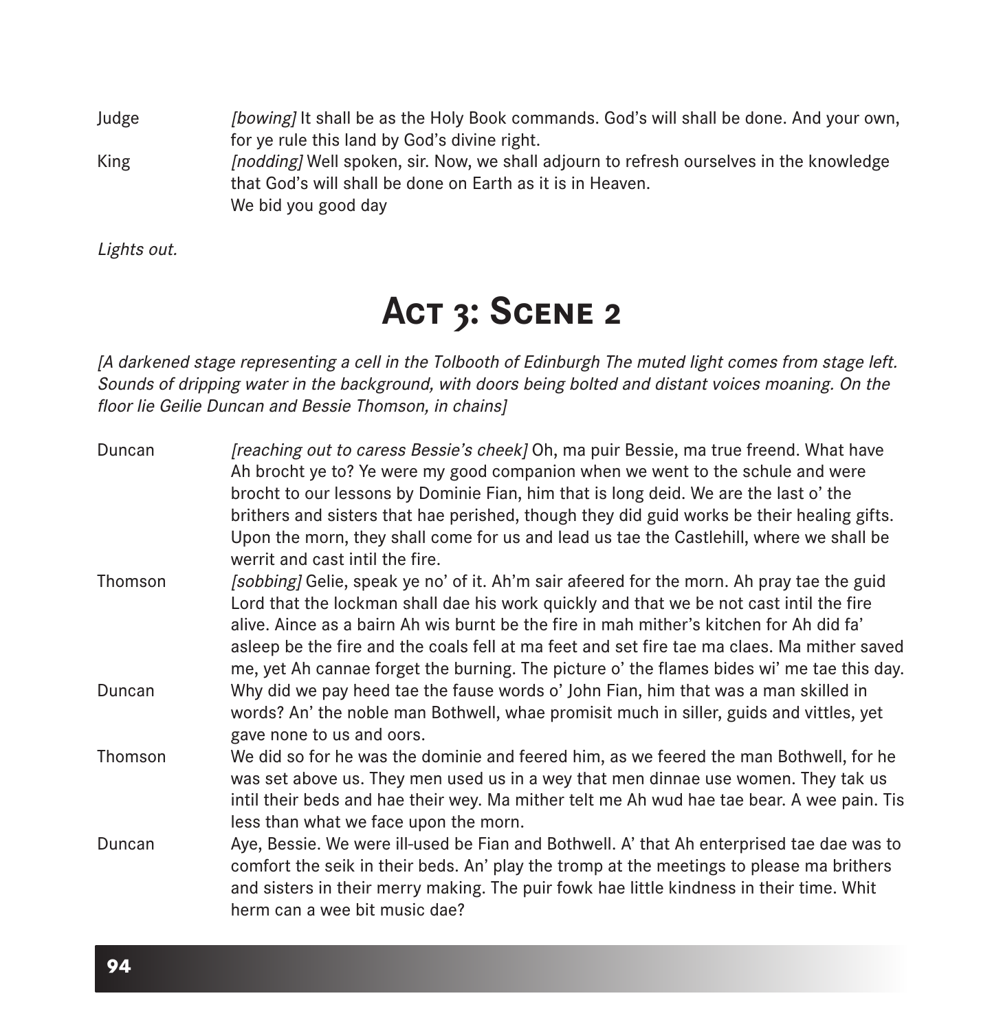Judge *[bowing]* It shall be as the Holy Book commands. God's will shall be done. And your own, for ye rule this land by God's divine right.

King *[nodding]* Well spoken, sir. Now, we shall adjourn to refresh ourselves in the knowledge that God's will shall be done on Earth as it is in Heaven.
We bid you good day

*Lights out.*

## Act 3: Scene 2

*[A darkened stage representing a cell in the Tolbooth of Edinburgh The muted light comes from stage left. Sounds of dripping water in the background, with doors being bolted and distant voices moaning. On the floor lie Geilie Duncan and Bessie Thomson, in chains]*

Duncan *[reaching out to caress Bessie's cheek]* Oh, ma puir Bessie, ma true freend. What have Ah brocht ye to? Ye were my good companion when we went to the schule and were brocht to our lessons by Dominie Fian, him that is long deid. We are the last o' the brithers and sisters that hae perished, though they did guid works be their healing gifts. Upon the morn, they shall come for us and lead us tae the Castlehill, where we shall be werrit and cast intil the fire.

Thomson *[sobbing]* Gelie, speak ye no' of it. Ah'm sair afeered for the morn. Ah pray tae the guid Lord that the lockman shall dae his work quickly and that we be not cast intil the fire alive. Aince as a bairn Ah wis burnt be the fire in mah mither's kitchen for Ah did fa' asleep be the fire and the coals fell at ma feet and set fire tae ma claes. Ma mither saved me, yet Ah cannae forget the burning. The picture o' the flames bides wi' me tae this day.

Duncan Why did we pay heed tae the fause words o' John Fian, him that was a man skilled in words? An' the noble man Bothwell, whae promisit much in siller, guids and vittles, yet gave none to us and oors.

Thomson We did so for he was the dominie and feered him, as we feered the man Bothwell, for he was set above us. They men used us in a wey that men dinnae use women. They tak us intil their beds and hae their wey. Ma mither telt me Ah wud hae tae bear. A wee pain. Tis less than what we face upon the morn.

Duncan Aye, Bessie. We were ill-used be Fian and Bothwell. A' that Ah enterprised tae dae was to comfort the seik in their beds. An' play the tromp at the meetings to please ma brithers and sisters in their merry making. The puir fowk hae little kindness in their time. Whit herm can a wee bit music dae?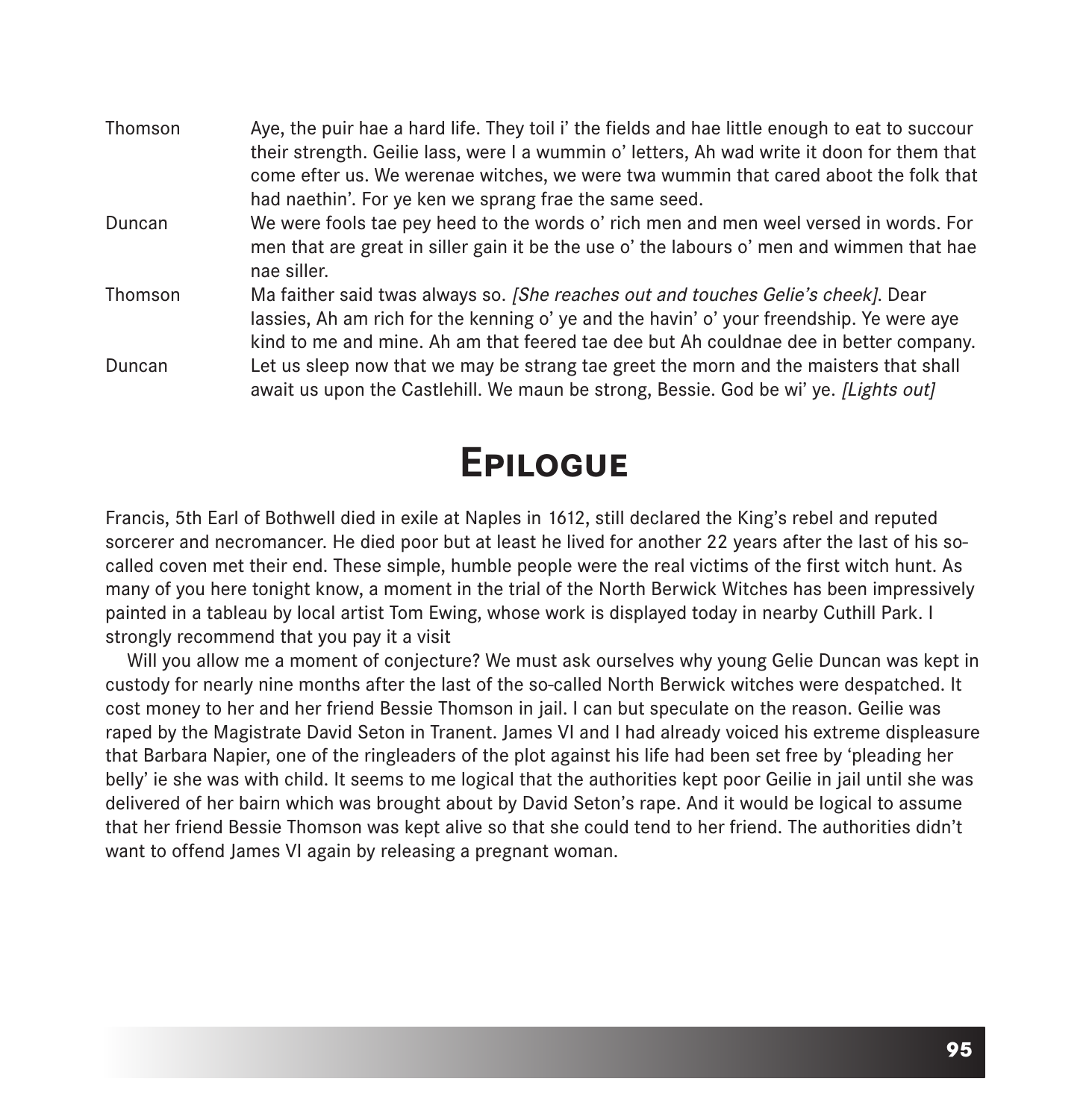| | |
|---|---|
| Thomson | Aye, the puir hae a hard life. They toil i' the fields and hae little enough to eat to succour their strength. Geilie lass, were I a wummin o' letters, Ah wad write it doon for them that come efter us. We werenae witches, we were twa wummin that cared aboot the folk that had naethin'. For ye ken we sprang frae the same seed. |
| Duncan | We were fools tae pey heed to the words o' rich men and men weel versed in words. For men that are great in siller gain it be the use o' the labours o' men and wimmen that hae nae siller. |
| Thomson | Ma faither said twas always so. *[She reaches out and touches Gelie's cheek]*. Dear lassies, Ah am rich for the kenning o' ye and the havin' o' your freendship. Ye were aye kind to me and mine. Ah am that feered tae dee but Ah couldnae dee in better company. |
| Duncan | Let us sleep now that we may be strang tae greet the morn and the maisters that shall await us upon the Castlehill. We maun be strong, Bessie. God be wi' ye. *[Lights out]* |

# Epilogue

Francis, 5th Earl of Bothwell died in exile at Naples in 1612, still declared the King's rebel and reputed sorcerer and necromancer. He died poor but at least he lived for another 22 years after the last of his so-called coven met their end. These simple, humble people were the real victims of the first witch hunt. As many of you here tonight know, a moment in the trial of the North Berwick Witches has been impressively painted in a tableau by local artist Tom Ewing, whose work is displayed today in nearby Cuthill Park. I strongly recommend that you pay it a visit

Will you allow me a moment of conjecture? We must ask ourselves why young Gelie Duncan was kept in custody for nearly nine months after the last of the so-called North Berwick witches were despatched. It cost money to her and her friend Bessie Thomson in jail. I can but speculate on the reason. Geilie was raped by the Magistrate David Seton in Tranent. James VI and I had already voiced his extreme displeasure that Barbara Napier, one of the ringleaders of the plot against his life had been set free by 'pleading her belly' ie she was with child. It seems to me logical that the authorities kept poor Geilie in jail until she was delivered of her bairn which was brought about by David Seton's rape. And it would be logical to assume that her friend Bessie Thomson was kept alive so that she could tend to her friend. The authorities didn't want to offend James VI again by releasing a pregnant woman.